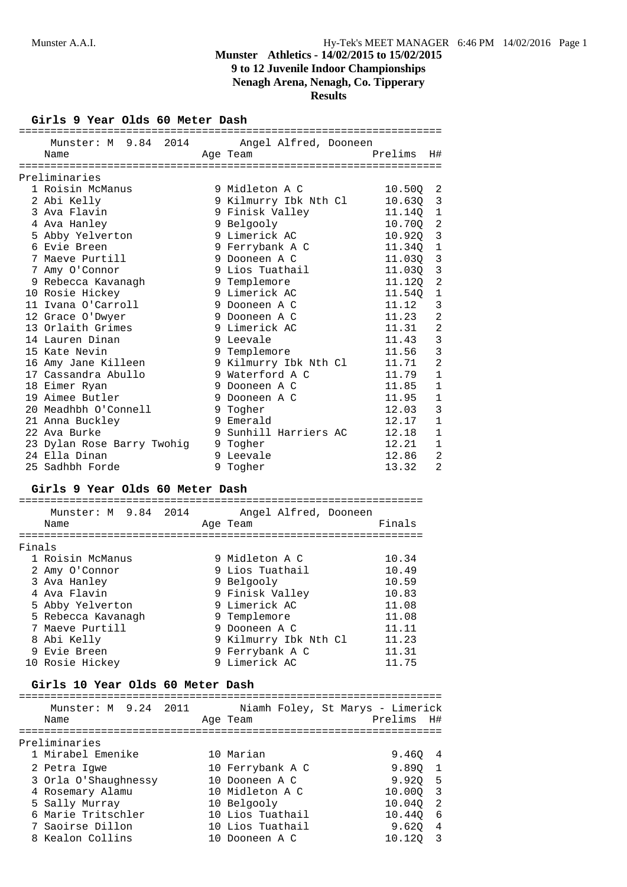Munster Athletics - 14/02/2015 to 15/02/2015

9 to 12 Juvenile Indoor Championships

Nenagh Arena, Nenagh, Co. Tipperary

Results

## Girls 9 Year Olds 60 Meter Dash

Munster: M 9.84 2014 Angel Alfred, Dooneen

Preliminaries

| Place | Name | Age | Team | Prelims | H# |
|---|---|---|---|---|---|
| 1 | Roisin McManus | 9 | Midleton A C | 10.50Q | 2 |
| 2 | Abi Kelly | 9 | Kilmurry Ibk Nth Cl | 10.63Q | 3 |
| 3 | Ava Flavin | 9 | Finisk Valley | 11.14Q | 1 |
| 4 | Ava Hanley | 9 | Belgooly | 10.70Q | 2 |
| 5 | Abby Yelverton | 9 | Limerick AC | 10.92Q | 3 |
| 6 | Evie Breen | 9 | Ferrybank A C | 11.34Q | 1 |
| 7 | Maeve Purtill | 9 | Dooneen A C | 11.03Q | 3 |
| 7 | Amy O'Connor | 9 | Lios Tuathail | 11.03Q | 3 |
| 9 | Rebecca Kavanagh | 9 | Templemore | 11.12Q | 2 |
| 10 | Rosie Hickey | 9 | Limerick AC | 11.54Q | 1 |
| 11 | Ivana O'Carroll | 9 | Dooneen A C | 11.12 | 3 |
| 12 | Grace O'Dwyer | 9 | Dooneen A C | 11.23 | 2 |
| 13 | Orlaith Grimes | 9 | Limerick AC | 11.31 | 2 |
| 14 | Lauren Dinan | 9 | Leevale | 11.43 | 3 |
| 15 | Kate Nevin | 9 | Templemore | 11.56 | 3 |
| 16 | Amy Jane Killeen | 9 | Kilmurry Ibk Nth Cl | 11.71 | 2 |
| 17 | Cassandra Abullo | 9 | Waterford A C | 11.79 | 1 |
| 18 | Eimer Ryan | 9 | Dooneen A C | 11.85 | 1 |
| 19 | Aimee Butler | 9 | Dooneen A C | 11.95 | 1 |
| 20 | Meadhbh O'Connell | 9 | Togher | 12.03 | 3 |
| 21 | Anna Buckley | 9 | Emerald | 12.17 | 1 |
| 22 | Ava Burke | 9 | Sunhill Harriers AC | 12.18 | 1 |
| 23 | Dylan Rose Barry Twohig | 9 | Togher | 12.21 | 1 |
| 24 | Ella Dinan | 9 | Leevale | 12.86 | 2 |
| 25 | Sadhbh Forde | 9 | Togher | 13.32 | 2 |

## Girls 9 Year Olds 60 Meter Dash

Munster: M 9.84 2014 Angel Alfred, Dooneen

Finals

| Place | Name | Age | Team | Finals |
|---|---|---|---|---|
| 1 | Roisin McManus | 9 | Midleton A C | 10.34 |
| 2 | Amy O'Connor | 9 | Lios Tuathail | 10.49 |
| 3 | Ava Hanley | 9 | Belgooly | 10.59 |
| 4 | Ava Flavin | 9 | Finisk Valley | 10.83 |
| 5 | Abby Yelverton | 9 | Limerick AC | 11.08 |
| 5 | Rebecca Kavanagh | 9 | Templemore | 11.08 |
| 7 | Maeve Purtill | 9 | Dooneen A C | 11.11 |
| 8 | Abi Kelly | 9 | Kilmurry Ibk Nth Cl | 11.23 |
| 9 | Evie Breen | 9 | Ferrybank A C | 11.31 |
| 10 | Rosie Hickey | 9 | Limerick AC | 11.75 |

## Girls 10 Year Olds 60 Meter Dash

Munster: M 9.24 2011 Niamh Foley, St Marys - Limerick

Preliminaries

| Place | Name | Age | Team | Prelims | H# |
|---|---|---|---|---|---|
| 1 | Mirabel Emenike | 10 | Marian | 9.46Q | 4 |
| 2 | Petra Igwe | 10 | Ferrybank A C | 9.89Q | 1 |
| 3 | Orla O'Shaughnessy | 10 | Dooneen A C | 9.92Q | 5 |
| 4 | Rosemary Alamu | 10 | Midleton A C | 10.00Q | 3 |
| 5 | Sally Murray | 10 | Belgooly | 10.04Q | 2 |
| 6 | Marie Tritschler | 10 | Lios Tuathail | 10.44Q | 6 |
| 7 | Saoirse Dillon | 10 | Lios Tuathail | 9.62Q | 4 |
| 8 | Kealon Collins | 10 | Dooneen A C | 10.12Q | 3 |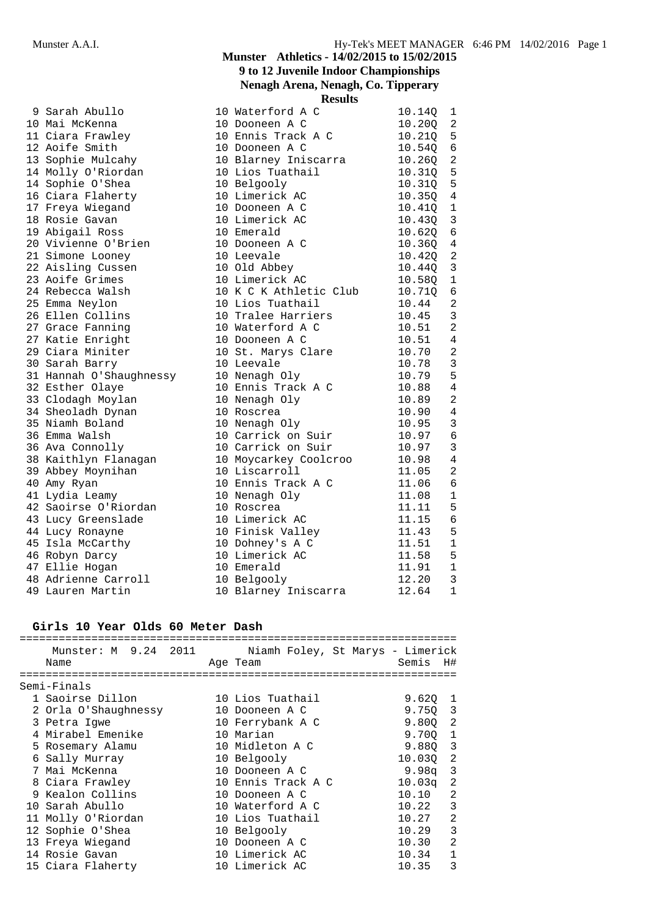## Munster Athletics - 14/02/2015 to 15/02/2015

### 9 to 12 Juvenile Indoor Championships

### Nenagh Arena, Nenagh, Co. Tipperary

### Results

| Place | Name | Age | Team | Time | H# |
|---|---|---|---|---|---|
| 9 | Sarah Abullo | 10 | Waterford A C | 10.14Q | 1 |
| 10 | Mai McKenna | 10 | Dooneen A C | 10.20Q | 2 |
| 11 | Ciara Frawley | 10 | Ennis Track A C | 10.21Q | 5 |
| 12 | Aoife Smith | 10 | Dooneen A C | 10.54Q | 6 |
| 13 | Sophie Mulcahy | 10 | Blarney Iniscarra | 10.26Q | 2 |
| 14 | Molly O'Riordan | 10 | Lios Tuathail | 10.31Q | 5 |
| 14 | Sophie O'Shea | 10 | Belgooly | 10.31Q | 5 |
| 16 | Ciara Flaherty | 10 | Limerick AC | 10.35Q | 4 |
| 17 | Freya Wiegand | 10 | Dooneen A C | 10.41Q | 1 |
| 18 | Rosie Gavan | 10 | Limerick AC | 10.43Q | 3 |
| 19 | Abigail Ross | 10 | Emerald | 10.62Q | 6 |
| 20 | Vivienne O'Brien | 10 | Dooneen A C | 10.36Q | 4 |
| 21 | Simone Looney | 10 | Leevale | 10.42Q | 2 |
| 22 | Aisling Cussen | 10 | Old Abbey | 10.44Q | 3 |
| 23 | Aoife Grimes | 10 | Limerick AC | 10.58Q | 1 |
| 24 | Rebecca Walsh | 10 | K C K Athletic Club | 10.71Q | 6 |
| 25 | Emma Neylon | 10 | Lios Tuathail | 10.44 | 2 |
| 26 | Ellen Collins | 10 | Tralee Harriers | 10.45 | 3 |
| 27 | Grace Fanning | 10 | Waterford A C | 10.51 | 2 |
| 27 | Katie Enright | 10 | Dooneen A C | 10.51 | 4 |
| 29 | Ciara Miniter | 10 | St. Marys Clare | 10.70 | 2 |
| 30 | Sarah Barry | 10 | Leevale | 10.78 | 3 |
| 31 | Hannah O'Shaughnessy | 10 | Nenagh Oly | 10.79 | 5 |
| 32 | Esther Olaye | 10 | Ennis Track A C | 10.88 | 4 |
| 33 | Clodagh Moylan | 10 | Nenagh Oly | 10.89 | 2 |
| 34 | Sheoladh Dynan | 10 | Roscrea | 10.90 | 4 |
| 35 | Niamh Boland | 10 | Nenagh Oly | 10.95 | 3 |
| 36 | Emma Walsh | 10 | Carrick on Suir | 10.97 | 6 |
| 36 | Ava Connolly | 10 | Carrick on Suir | 10.97 | 3 |
| 38 | Kaithlyn Flanagan | 10 | Moycarkey Coolcroo | 10.98 | 4 |
| 39 | Abbey Moynihan | 10 | Liscarroll | 11.05 | 2 |
| 40 | Amy Ryan | 10 | Ennis Track A C | 11.06 | 6 |
| 41 | Lydia Leamy | 10 | Nenagh Oly | 11.08 | 1 |
| 42 | Saoirse O'Riordan | 10 | Roscrea | 11.11 | 5 |
| 43 | Lucy Greenslade | 10 | Limerick AC | 11.15 | 6 |
| 44 | Lucy Ronayne | 10 | Finisk Valley | 11.43 | 5 |
| 45 | Isla McCarthy | 10 | Dohney's A C | 11.51 | 1 |
| 46 | Robyn Darcy | 10 | Limerick AC | 11.58 | 5 |
| 47 | Ellie Hogan | 10 | Emerald | 11.91 | 1 |
| 48 | Adrienne Carroll | 10 | Belgooly | 12.20 | 3 |
| 49 | Lauren Martin | 10 | Blarney Iniscarra | 12.64 | 1 |

### Girls 10 Year Olds 60 Meter Dash

Munster: M 9.24 2011 Niamh Foley, St Marys - Limerick

**Semi-Finals**

| Place | Name | Age | Team | Semis | H# |
|---|---|---|---|---|---|
| 1 | Saoirse Dillon | 10 | Lios Tuathail | 9.62Q | 1 |
| 2 | Orla O'Shaughnessy | 10 | Dooneen A C | 9.75Q | 3 |
| 3 | Petra Igwe | 10 | Ferrybank A C | 9.80Q | 2 |
| 4 | Mirabel Emenike | 10 | Marian | 9.70Q | 1 |
| 5 | Rosemary Alamu | 10 | Midleton A C | 9.88Q | 3 |
| 6 | Sally Murray | 10 | Belgooly | 10.03Q | 2 |
| 7 | Mai McKenna | 10 | Dooneen A C | 9.98q | 3 |
| 8 | Ciara Frawley | 10 | Ennis Track A C | 10.03q | 2 |
| 9 | Kealon Collins | 10 | Dooneen A C | 10.10 | 2 |
| 10 | Sarah Abullo | 10 | Waterford A C | 10.22 | 3 |
| 11 | Molly O'Riordan | 10 | Lios Tuathail | 10.27 | 2 |
| 12 | Sophie O'Shea | 10 | Belgooly | 10.29 | 3 |
| 13 | Freya Wiegand | 10 | Dooneen A C | 10.30 | 2 |
| 14 | Rosie Gavan | 10 | Limerick AC | 10.34 | 1 |
| 15 | Ciara Flaherty | 10 | Limerick AC | 10.35 | 3 |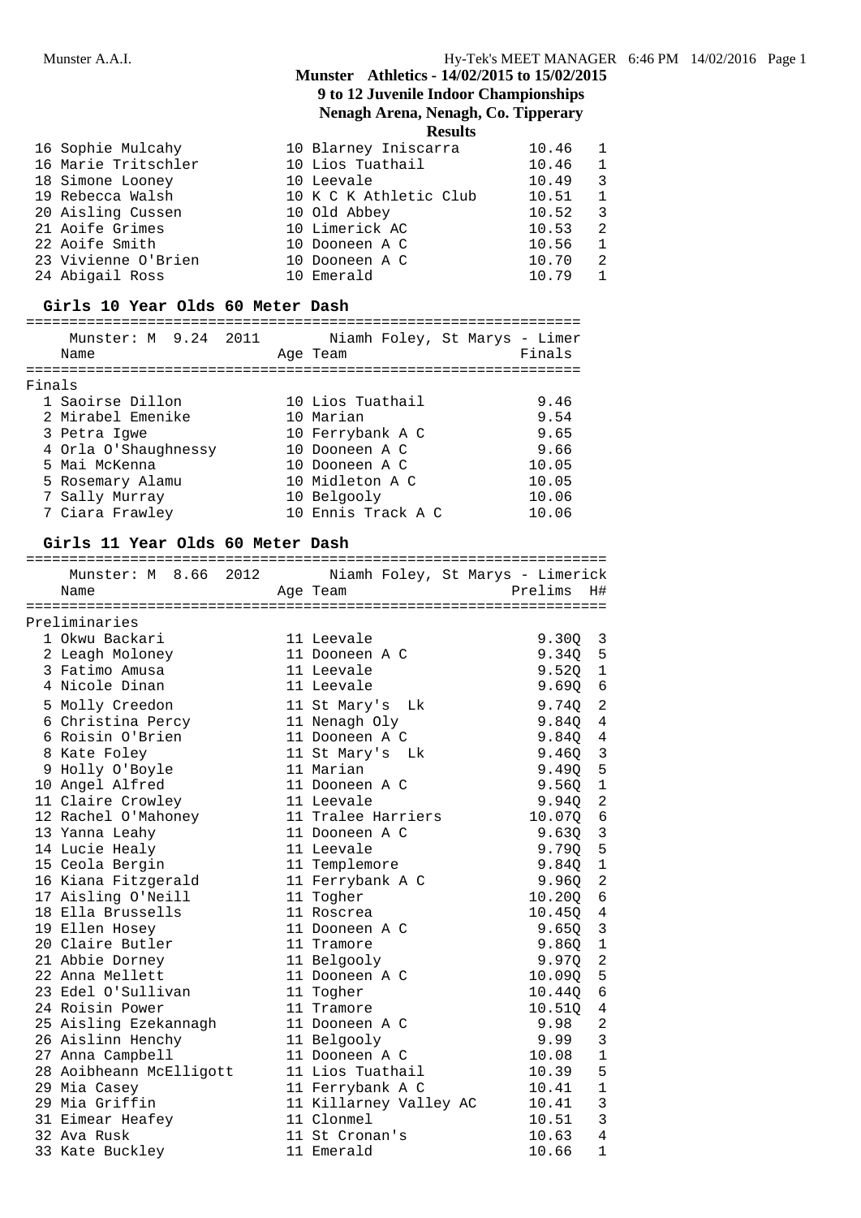**Munster Athletics - 14/02/2015 to 15/02/2015**
**9 to 12 Juvenile Indoor Championships**
**Nenagh Arena, Nenagh, Co. Tipperary**
**Results**

| Place | Name | Age | Team | Prelims | H# |
|---|---|---|---|---|---|
| 16 | Sophie Mulcahy | 10 | Blarney Iniscarra | 10.46 | 1 |
| 16 | Marie Tritschler | 10 | Lios Tuathail | 10.46 | 1 |
| 18 | Simone Looney | 10 | Leevale | 10.49 | 3 |
| 19 | Rebecca Walsh | 10 | K C K Athletic Club | 10.51 | 1 |
| 20 | Aisling Cussen | 10 | Old Abbey | 10.52 | 3 |
| 21 | Aoife Grimes | 10 | Limerick AC | 10.53 | 2 |
| 22 | Aoife Smith | 10 | Dooneen A C | 10.56 | 1 |
| 23 | Vivienne O'Brien | 10 | Dooneen A C | 10.70 | 2 |
| 24 | Abigail Ross | 10 | Emerald | 10.79 | 1 |

## Girls 10 Year Olds 60 Meter Dash

Munster: M 9.24 2011 Niamh Foley, St Marys - Limer

Finals

| Place | Name | Age | Team | Finals |
|---|---|---|---|---|
| 1 | Saoirse Dillon | 10 | Lios Tuathail | 9.46 |
| 2 | Mirabel Emenike | 10 | Marian | 9.54 |
| 3 | Petra Igwe | 10 | Ferrybank A C | 9.65 |
| 4 | Orla O'Shaughnessy | 10 | Dooneen A C | 9.66 |
| 5 | Mai McKenna | 10 | Dooneen A C | 10.05 |
| 5 | Rosemary Alamu | 10 | Midleton A C | 10.05 |
| 7 | Sally Murray | 10 | Belgooly | 10.06 |
| 7 | Ciara Frawley | 10 | Ennis Track A C | 10.06 |

## Girls 11 Year Olds 60 Meter Dash

Munster: M 8.66 2012 Niamh Foley, St Marys - Limerick

Preliminaries

| Place | Name | Age | Team | Prelims | H# |
|---|---|---|---|---|---|
| 1 | Okwu Backari | 11 | Leevale | 9.30Q | 3 |
| 2 | Leagh Moloney | 11 | Dooneen A C | 9.34Q | 5 |
| 3 | Fatimo Amusa | 11 | Leevale | 9.52Q | 1 |
| 4 | Nicole Dinan | 11 | Leevale | 9.69Q | 6 |
| 5 | Molly Creedon | 11 | St Mary's Lk | 9.74Q | 2 |
| 6 | Christina Percy | 11 | Nenagh Oly | 9.84Q | 4 |
| 6 | Roisin O'Brien | 11 | Dooneen A C | 9.84Q | 4 |
| 8 | Kate Foley | 11 | St Mary's Lk | 9.46Q | 3 |
| 9 | Holly O'Boyle | 11 | Marian | 9.49Q | 5 |
| 10 | Angel Alfred | 11 | Dooneen A C | 9.56Q | 1 |
| 11 | Claire Crowley | 11 | Leevale | 9.94Q | 2 |
| 12 | Rachel O'Mahoney | 11 | Tralee Harriers | 10.07Q | 6 |
| 13 | Yanna Leahy | 11 | Dooneen A C | 9.63Q | 3 |
| 14 | Lucie Healy | 11 | Leevale | 9.79Q | 5 |
| 15 | Ceola Bergin | 11 | Templemore | 9.84Q | 1 |
| 16 | Kiana Fitzgerald | 11 | Ferrybank A C | 9.96Q | 2 |
| 17 | Aisling O'Neill | 11 | Togher | 10.20Q | 6 |
| 18 | Ella Brussells | 11 | Roscrea | 10.45Q | 4 |
| 19 | Ellen Hosey | 11 | Dooneen A C | 9.65Q | 3 |
| 20 | Claire Butler | 11 | Tramore | 9.86Q | 1 |
| 21 | Abbie Dorney | 11 | Belgooly | 9.97Q | 2 |
| 22 | Anna Mellett | 11 | Dooneen A C | 10.09Q | 5 |
| 23 | Edel O'Sullivan | 11 | Togher | 10.44Q | 6 |
| 24 | Roisin Power | 11 | Tramore | 10.51Q | 4 |
| 25 | Aisling Ezekannagh | 11 | Dooneen A C | 9.98 | 2 |
| 26 | Aislinn Henchy | 11 | Belgooly | 9.99 | 3 |
| 27 | Anna Campbell | 11 | Dooneen A C | 10.08 | 1 |
| 28 | Aoibheann McElligott | 11 | Lios Tuathail | 10.39 | 5 |
| 29 | Mia Casey | 11 | Ferrybank A C | 10.41 | 1 |
| 29 | Mia Griffin | 11 | Killarney Valley AC | 10.41 | 3 |
| 31 | Eimear Heafey | 11 | Clonmel | 10.51 | 3 |
| 32 | Ava Rusk | 11 | St Cronan's | 10.63 | 4 |
| 33 | Kate Buckley | 11 | Emerald | 10.66 | 1 |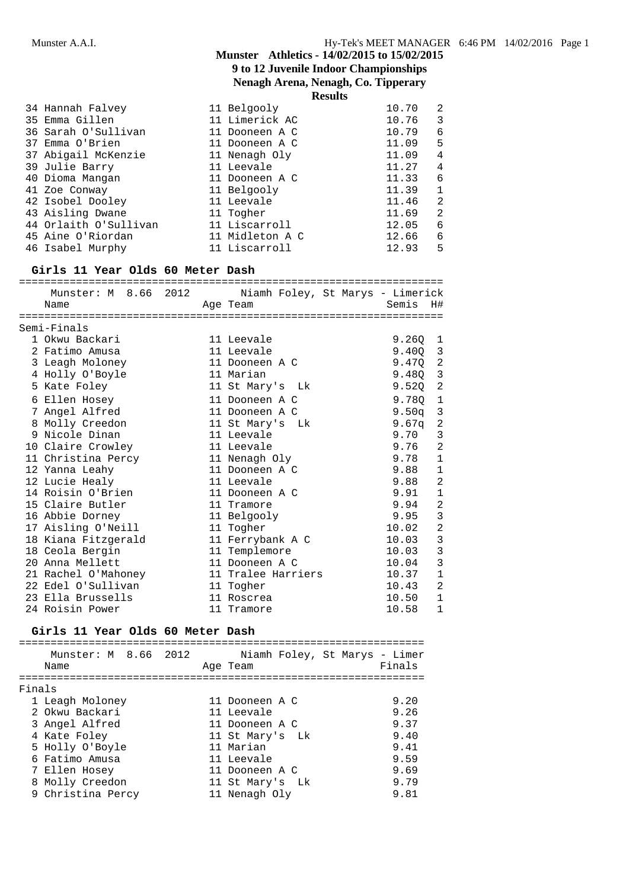**Munster Athletics - 14/02/2015 to 15/02/2015**
**9 to 12 Juvenile Indoor Championships**
**Nenagh Arena, Nenagh, Co. Tipperary**
**Results**

| Place | Name | Age | Team | Time | H# |
|---|---|---|---|---|---|
| 34 | Hannah Falvey | 11 | Belgooly | 10.70 | 2 |
| 35 | Emma Gillen | 11 | Limerick AC | 10.76 | 3 |
| 36 | Sarah O'Sullivan | 11 | Dooneen A C | 10.79 | 6 |
| 37 | Emma O'Brien | 11 | Dooneen A C | 11.09 | 5 |
| 37 | Abigail McKenzie | 11 | Nenagh Oly | 11.09 | 4 |
| 39 | Julie Barry | 11 | Leevale | 11.27 | 4 |
| 40 | Dioma Mangan | 11 | Dooneen A C | 11.33 | 6 |
| 41 | Zoe Conway | 11 | Belgooly | 11.39 | 1 |
| 42 | Isobel Dooley | 11 | Leevale | 11.46 | 2 |
| 43 | Aisling Dwane | 11 | Togher | 11.69 | 2 |
| 44 | Orlaith O'Sullivan | 11 | Liscarroll | 12.05 | 6 |
| 45 | Aine O'Riordan | 11 | Midleton A C | 12.66 | 6 |
| 46 | Isabel Murphy | 11 | Liscarroll | 12.93 | 5 |

## Girls 11 Year Olds 60 Meter Dash

Munster: M 8.66 2012 Niamh Foley, St Marys - Limerick

**Semi-Finals**

| Place | Name | Age | Team | Semis | H# |
|---|---|---|---|---|---|
| 1 | Okwu Backari | 11 | Leevale | 9.26Q | 1 |
| 2 | Fatimo Amusa | 11 | Leevale | 9.40Q | 3 |
| 3 | Leagh Moloney | 11 | Dooneen A C | 9.47Q | 2 |
| 4 | Holly O'Boyle | 11 | Marian | 9.48Q | 3 |
| 5 | Kate Foley | 11 | St Mary's Lk | 9.52Q | 2 |
| 6 | Ellen Hosey | 11 | Dooneen A C | 9.78Q | 1 |
| 7 | Angel Alfred | 11 | Dooneen A C | 9.50q | 3 |
| 8 | Molly Creedon | 11 | St Mary's Lk | 9.67q | 2 |
| 9 | Nicole Dinan | 11 | Leevale | 9.70 | 3 |
| 10 | Claire Crowley | 11 | Leevale | 9.76 | 2 |
| 11 | Christina Percy | 11 | Nenagh Oly | 9.78 | 1 |
| 12 | Yanna Leahy | 11 | Dooneen A C | 9.88 | 1 |
| 12 | Lucie Healy | 11 | Leevale | 9.88 | 2 |
| 14 | Roisin O'Brien | 11 | Dooneen A C | 9.91 | 1 |
| 15 | Claire Butler | 11 | Tramore | 9.94 | 2 |
| 16 | Abbie Dorney | 11 | Belgooly | 9.95 | 3 |
| 17 | Aisling O'Neill | 11 | Togher | 10.02 | 2 |
| 18 | Kiana Fitzgerald | 11 | Ferrybank A C | 10.03 | 3 |
| 18 | Ceola Bergin | 11 | Templemore | 10.03 | 3 |
| 20 | Anna Mellett | 11 | Dooneen A C | 10.04 | 3 |
| 21 | Rachel O'Mahoney | 11 | Tralee Harriers | 10.37 | 1 |
| 22 | Edel O'Sullivan | 11 | Togher | 10.43 | 2 |
| 23 | Ella Brussells | 11 | Roscrea | 10.50 | 1 |
| 24 | Roisin Power | 11 | Tramore | 10.58 | 1 |

## Girls 11 Year Olds 60 Meter Dash

Munster: M 8.66 2012 Niamh Foley, St Marys - Limer

**Finals**

| Place | Name | Age | Team | Finals |
|---|---|---|---|---|
| 1 | Leagh Moloney | 11 | Dooneen A C | 9.20 |
| 2 | Okwu Backari | 11 | Leevale | 9.26 |
| 3 | Angel Alfred | 11 | Dooneen A C | 9.37 |
| 4 | Kate Foley | 11 | St Mary's Lk | 9.40 |
| 5 | Holly O'Boyle | 11 | Marian | 9.41 |
| 6 | Fatimo Amusa | 11 | Leevale | 9.59 |
| 7 | Ellen Hosey | 11 | Dooneen A C | 9.69 |
| 8 | Molly Creedon | 11 | St Mary's Lk | 9.79 |
| 9 | Christina Percy | 11 | Nenagh Oly | 9.81 |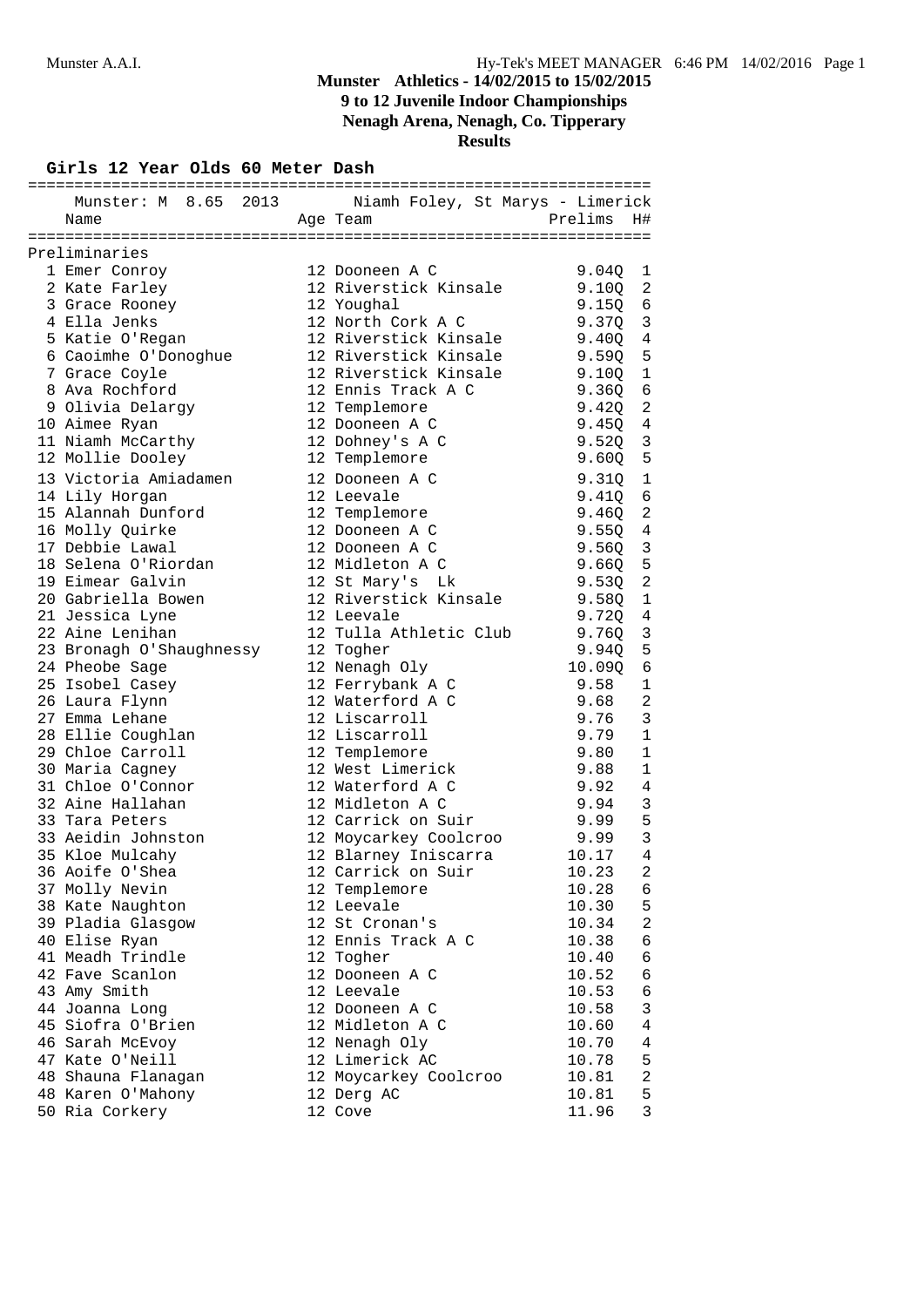**Munster Athletics - 14/02/2015 to 15/02/2015**

**9 to 12 Juvenile Indoor Championships**

**Nenagh Arena, Nenagh, Co. Tipperary**

**Results**

## Girls 12 Year Olds 60 Meter Dash

Munster: M 8.65 2013 Niamh Foley, St Marys - Limerick

**Preliminaries**

| Place | Name | Age | Team | Prelims | H# |
|---|---|---|---|---|---|
| 1 | Emer Conroy | 12 | Dooneen A C | 9.04Q | 1 |
| 2 | Kate Farley | 12 | Riverstick Kinsale | 9.10Q | 2 |
| 3 | Grace Rooney | 12 | Youghal | 9.15Q | 6 |
| 4 | Ella Jenks | 12 | North Cork A C | 9.37Q | 3 |
| 5 | Katie O'Regan | 12 | Riverstick Kinsale | 9.40Q | 4 |
| 6 | Caoimhe O'Donoghue | 12 | Riverstick Kinsale | 9.59Q | 5 |
| 7 | Grace Coyle | 12 | Riverstick Kinsale | 9.10Q | 1 |
| 8 | Ava Rochford | 12 | Ennis Track A C | 9.36Q | 6 |
| 9 | Olivia Delargy | 12 | Templemore | 9.42Q | 2 |
| 10 | Aimee Ryan | 12 | Dooneen A C | 9.45Q | 4 |
| 11 | Niamh McCarthy | 12 | Dohney's A C | 9.52Q | 3 |
| 12 | Mollie Dooley | 12 | Templemore | 9.60Q | 5 |
| 13 | Victoria Amiadamen | 12 | Dooneen A C | 9.31Q | 1 |
| 14 | Lily Horgan | 12 | Leevale | 9.41Q | 6 |
| 15 | Alannah Dunford | 12 | Templemore | 9.46Q | 2 |
| 16 | Molly Quirke | 12 | Dooneen A C | 9.55Q | 4 |
| 17 | Debbie Lawal | 12 | Dooneen A C | 9.56Q | 3 |
| 18 | Selena O'Riordan | 12 | Midleton A C | 9.66Q | 5 |
| 19 | Eimear Galvin | 12 | St Mary's Lk | 9.53Q | 2 |
| 20 | Gabriella Bowen | 12 | Riverstick Kinsale | 9.58Q | 1 |
| 21 | Jessica Lyne | 12 | Leevale | 9.72Q | 4 |
| 22 | Aine Lenihan | 12 | Tulla Athletic Club | 9.76Q | 3 |
| 23 | Bronagh O'Shaughnessy | 12 | Togher | 9.94Q | 5 |
| 24 | Pheobe Sage | 12 | Nenagh Oly | 10.09Q | 6 |
| 25 | Isobel Casey | 12 | Ferrybank A C | 9.58 | 1 |
| 26 | Laura Flynn | 12 | Waterford A C | 9.68 | 2 |
| 27 | Emma Lehane | 12 | Liscarroll | 9.76 | 3 |
| 28 | Ellie Coughlan | 12 | Liscarroll | 9.79 | 1 |
| 29 | Chloe Carroll | 12 | Templemore | 9.80 | 1 |
| 30 | Maria Cagney | 12 | West Limerick | 9.88 | 1 |
| 31 | Chloe O'Connor | 12 | Waterford A C | 9.92 | 4 |
| 32 | Aine Hallahan | 12 | Midleton A C | 9.94 | 3 |
| 33 | Tara Peters | 12 | Carrick on Suir | 9.99 | 5 |
| 33 | Aeidin Johnston | 12 | Moycarkey Coolcroo | 9.99 | 3 |
| 35 | Kloe Mulcahy | 12 | Blarney Iniscarra | 10.17 | 4 |
| 36 | Aoife O'Shea | 12 | Carrick on Suir | 10.23 | 2 |
| 37 | Molly Nevin | 12 | Templemore | 10.28 | 6 |
| 38 | Kate Naughton | 12 | Leevale | 10.30 | 5 |
| 39 | Pladia Glasgow | 12 | St Cronan's | 10.34 | 2 |
| 40 | Elise Ryan | 12 | Ennis Track A C | 10.38 | 6 |
| 41 | Meadh Trindle | 12 | Togher | 10.40 | 6 |
| 42 | Fave Scanlon | 12 | Dooneen A C | 10.52 | 6 |
| 43 | Amy Smith | 12 | Leevale | 10.53 | 6 |
| 44 | Joanna Long | 12 | Dooneen A C | 10.58 | 3 |
| 45 | Siofra O'Brien | 12 | Midleton A C | 10.60 | 4 |
| 46 | Sarah McEvoy | 12 | Nenagh Oly | 10.70 | 4 |
| 47 | Kate O'Neill | 12 | Limerick AC | 10.78 | 5 |
| 48 | Shauna Flanagan | 12 | Moycarkey Coolcroo | 10.81 | 2 |
| 48 | Karen O'Mahony | 12 | Derg AC | 10.81 | 5 |
| 50 | Ria Corkery | 12 | Cove | 11.96 | 3 |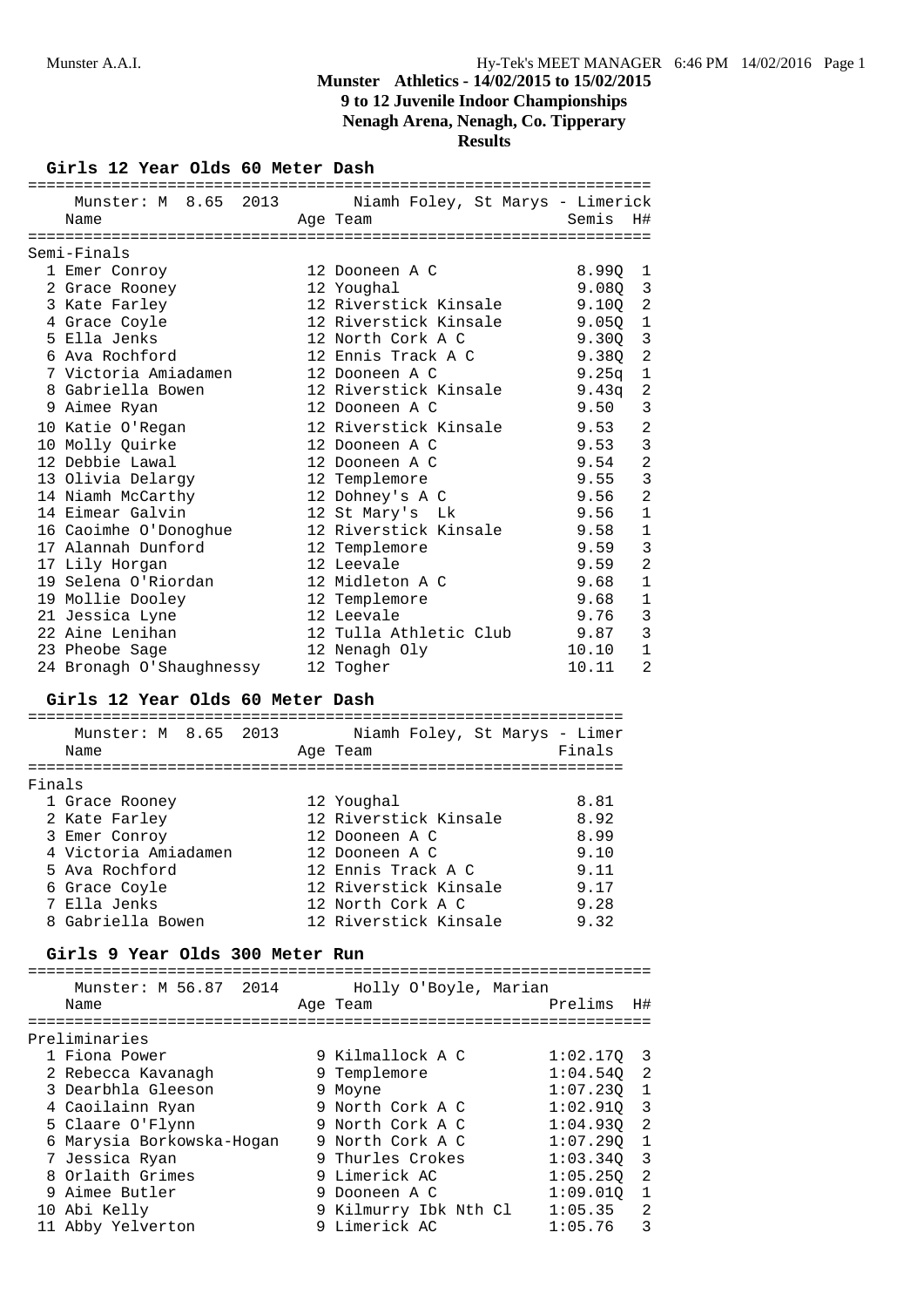## Munster Athletics - 14/02/2015 to 15/02/2015
## 9 to 12 Juvenile Indoor Championships
## Nenagh Arena, Nenagh, Co. Tipperary
## Results

### Girls 12 Year Olds 60 Meter Dash

Munster: M 8.65 2013 Niamh Foley, St Marys - Limerick

**Semi-Finals**

| Place | Name | Age | Team | Semis | H# |
|---|---|---|---|---|---|
| 1 | Emer Conroy | 12 | Dooneen A C | 8.99Q | 1 |
| 2 | Grace Rooney | 12 | Youghal | 9.08Q | 3 |
| 3 | Kate Farley | 12 | Riverstick Kinsale | 9.10Q | 2 |
| 4 | Grace Coyle | 12 | Riverstick Kinsale | 9.05Q | 1 |
| 5 | Ella Jenks | 12 | North Cork A C | 9.30Q | 3 |
| 6 | Ava Rochford | 12 | Ennis Track A C | 9.38Q | 2 |
| 7 | Victoria Amiadamen | 12 | Dooneen A C | 9.25q | 1 |
| 8 | Gabriella Bowen | 12 | Riverstick Kinsale | 9.43q | 2 |
| 9 | Aimee Ryan | 12 | Dooneen A C | 9.50 | 3 |
| 10 | Katie O'Regan | 12 | Riverstick Kinsale | 9.53 | 2 |
| 10 | Molly Quirke | 12 | Dooneen A C | 9.53 | 3 |
| 12 | Debbie Lawal | 12 | Dooneen A C | 9.54 | 2 |
| 13 | Olivia Delargy | 12 | Templemore | 9.55 | 3 |
| 14 | Niamh McCarthy | 12 | Dohney's A C | 9.56 | 2 |
| 14 | Eimear Galvin | 12 | St Mary's Lk | 9.56 | 1 |
| 16 | Caoimhe O'Donoghue | 12 | Riverstick Kinsale | 9.58 | 1 |
| 17 | Alannah Dunford | 12 | Templemore | 9.59 | 3 |
| 17 | Lily Horgan | 12 | Leevale | 9.59 | 2 |
| 19 | Selena O'Riordan | 12 | Midleton A C | 9.68 | 1 |
| 19 | Mollie Dooley | 12 | Templemore | 9.68 | 1 |
| 21 | Jessica Lyne | 12 | Leevale | 9.76 | 3 |
| 22 | Aine Lenihan | 12 | Tulla Athletic Club | 9.87 | 3 |
| 23 | Pheobe Sage | 12 | Nenagh Oly | 10.10 | 1 |
| 24 | Bronagh O'Shaughnessy | 12 | Togher | 10.11 | 2 |

### Girls 12 Year Olds 60 Meter Dash

Munster: M 8.65 2013 Niamh Foley, St Marys - Limer

**Finals**

| Place | Name | Age | Team | Finals |
|---|---|---|---|---|
| 1 | Grace Rooney | 12 | Youghal | 8.81 |
| 2 | Kate Farley | 12 | Riverstick Kinsale | 8.92 |
| 3 | Emer Conroy | 12 | Dooneen A C | 8.99 |
| 4 | Victoria Amiadamen | 12 | Dooneen A C | 9.10 |
| 5 | Ava Rochford | 12 | Ennis Track A C | 9.11 |
| 6 | Grace Coyle | 12 | Riverstick Kinsale | 9.17 |
| 7 | Ella Jenks | 12 | North Cork A C | 9.28 |
| 8 | Gabriella Bowen | 12 | Riverstick Kinsale | 9.32 |

### Girls 9 Year Olds 300 Meter Run

Munster: M 56.87 2014 Holly O'Boyle, Marian

**Preliminaries**

| Place | Name | Age | Team | Prelims | H# |
|---|---|---|---|---|---|
| 1 | Fiona Power | 9 | Kilmallock A C | 1:02.17Q | 3 |
| 2 | Rebecca Kavanagh | 9 | Templemore | 1:04.54Q | 2 |
| 3 | Dearbhla Gleeson | 9 | Moyne | 1:07.23Q | 1 |
| 4 | Caoilainn Ryan | 9 | North Cork A C | 1:02.91Q | 3 |
| 5 | Claare O'Flynn | 9 | North Cork A C | 1:04.93Q | 2 |
| 6 | Marysia Borkowska-Hogan | 9 | North Cork A C | 1:07.29Q | 1 |
| 7 | Jessica Ryan | 9 | Thurles Crokes | 1:03.34Q | 3 |
| 8 | Orlaith Grimes | 9 | Limerick AC | 1:05.25Q | 2 |
| 9 | Aimee Butler | 9 | Dooneen A C | 1:09.01Q | 1 |
| 10 | Abi Kelly | 9 | Kilmurry Ibk Nth Cl | 1:05.35 | 2 |
| 11 | Abby Yelverton | 9 | Limerick AC | 1:05.76 | 3 |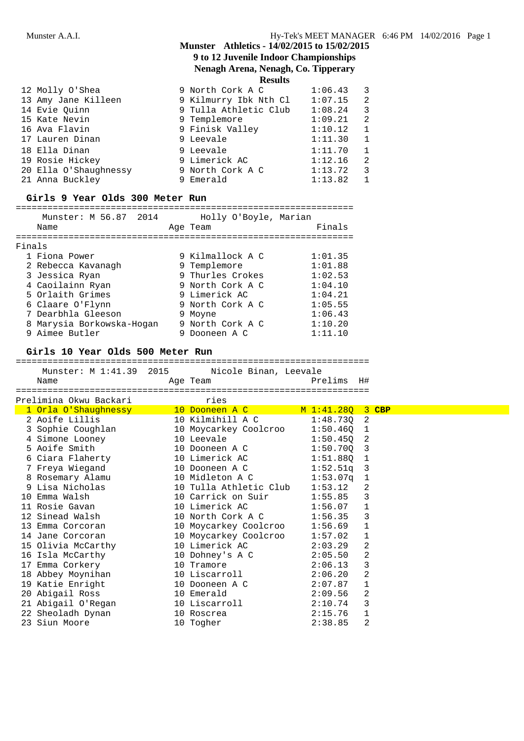**Munster Athletics - 14/02/2015 to 15/02/2015**
**9 to 12 Juvenile Indoor Championships**
**Nenagh Arena, Nenagh, Co. Tipperary**
**Results**

| | Name | Age | Team | Finals | H# |
|---|---|---|---|---|---|
| 12 | Molly O'Shea | 9 | North Cork A C | 1:06.43 | 3 |
| 13 | Amy Jane Killeen | 9 | Kilmurry Ibk Nth Cl | 1:07.15 | 2 |
| 14 | Evie Quinn | 9 | Tulla Athletic Club | 1:08.24 | 3 |
| 15 | Kate Nevin | 9 | Templemore | 1:09.21 | 2 |
| 16 | Ava Flavin | 9 | Finisk Valley | 1:10.12 | 1 |
| 17 | Lauren Dinan | 9 | Leevale | 1:11.30 | 1 |
| 18 | Ella Dinan | 9 | Leevale | 1:11.70 | 1 |
| 19 | Rosie Hickey | 9 | Limerick AC | 1:12.16 | 2 |
| 20 | Ella O'Shaughnessy | 9 | North Cork A C | 1:13.72 | 3 |
| 21 | Anna Buckley | 9 | Emerald | 1:13.82 | 1 |

## Girls 9 Year Olds 300 Meter Run

Munster: M 56.87 2014 Holly O'Boyle, Marian

Finals

| | Name | Age | Team | Finals |
|---|---|---|---|---|
| 1 | Fiona Power | 9 | Kilmallock A C | 1:01.35 |
| 2 | Rebecca Kavanagh | 9 | Templemore | 1:01.88 |
| 3 | Jessica Ryan | 9 | Thurles Crokes | 1:02.53 |
| 4 | Caoilainn Ryan | 9 | North Cork A C | 1:04.10 |
| 5 | Orlaith Grimes | 9 | Limerick AC | 1:04.21 |
| 6 | Claare O'Flynn | 9 | North Cork A C | 1:05.55 |
| 7 | Dearbhla Gleeson | 9 | Moyne | 1:06.43 |
| 8 | Marysia Borkowska-Hogan | 9 | North Cork A C | 1:10.20 |
| 9 | Aimee Butler | 9 | Dooneen A C | 1:11.10 |

## Girls 10 Year Olds 500 Meter Run

Munster: M 1:41.39 2015 Nicole Binan, Leevale

Prelimina Okwu Backari ries

| | Name | Age | Team | Prelims | H# | |
|---|---|---|---|---|---|---|
| 1 | Orla O'Shaughnessy | 10 | Dooneen A C | M 1:41.28Q | 3 | **CBP** |
| 2 | Aoife Lillis | 10 | Kilmihill A C | 1:48.73Q | 2 | |
| 3 | Sophie Coughlan | 10 | Moycarkey Coolcroo | 1:50.46Q | 1 | |
| 4 | Simone Looney | 10 | Leevale | 1:50.45Q | 2 | |
| 5 | Aoife Smith | 10 | Dooneen A C | 1:50.70Q | 3 | |
| 6 | Ciara Flaherty | 10 | Limerick AC | 1:51.88Q | 1 | |
| 7 | Freya Wiegand | 10 | Dooneen A C | 1:52.51q | 3 | |
| 8 | Rosemary Alamu | 10 | Midleton A C | 1:53.07q | 1 | |
| 9 | Lisa Nicholas | 10 | Tulla Athletic Club | 1:53.12 | 2 | |
| 10 | Emma Walsh | 10 | Carrick on Suir | 1:55.85 | 3 | |
| 11 | Rosie Gavan | 10 | Limerick AC | 1:56.07 | 1 | |
| 12 | Sinead Walsh | 10 | North Cork A C | 1:56.35 | 3 | |
| 13 | Emma Corcoran | 10 | Moycarkey Coolcroo | 1:56.69 | 1 | |
| 14 | Jane Corcoran | 10 | Moycarkey Coolcroo | 1:57.02 | 1 | |
| 15 | Olivia McCarthy | 10 | Limerick AC | 2:03.29 | 2 | |
| 16 | Isla McCarthy | 10 | Dohney's A C | 2:05.50 | 2 | |
| 17 | Emma Corkery | 10 | Tramore | 2:06.13 | 3 | |
| 18 | Abbey Moynihan | 10 | Liscarroll | 2:06.20 | 2 | |
| 19 | Katie Enright | 10 | Dooneen A C | 2:07.87 | 1 | |
| 20 | Abigail Ross | 10 | Emerald | 2:09.56 | 2 | |
| 21 | Abigail O'Regan | 10 | Liscarroll | 2:10.74 | 3 | |
| 22 | Sheoladh Dynan | 10 | Roscrea | 2:15.76 | 1 | |
| 23 | Siun Moore | 10 | Togher | 2:38.85 | 2 | |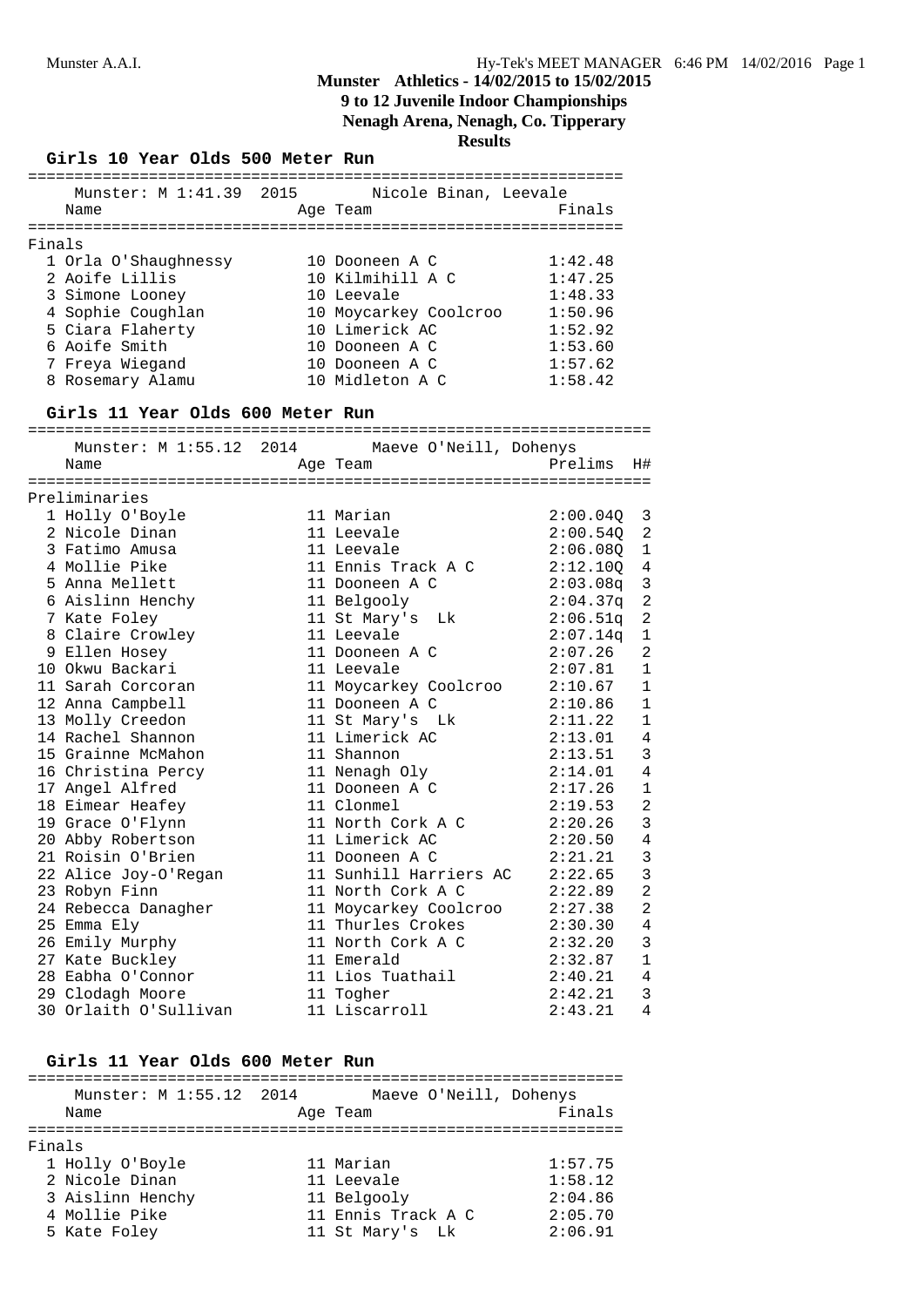# Munster Athletics - 14/02/2015 to 15/02/2015

## 9 to 12 Juvenile Indoor Championships

## Nenagh Arena, Nenagh, Co. Tipperary

## Results

### Girls 10 Year Olds 500 Meter Run

Munster: M 1:41.39 2015 Nicole Binan, Leevale

**Finals**

| | Name | Age | Team | Finals |
|---|---|---|---|---|
| 1 | Orla O'Shaughnessy | 10 | Dooneen A C | 1:42.48 |
| 2 | Aoife Lillis | 10 | Kilmihill A C | 1:47.25 |
| 3 | Simone Looney | 10 | Leevale | 1:48.33 |
| 4 | Sophie Coughlan | 10 | Moycarkey Coolcroo | 1:50.96 |
| 5 | Ciara Flaherty | 10 | Limerick AC | 1:52.92 |
| 6 | Aoife Smith | 10 | Dooneen A C | 1:53.60 |
| 7 | Freya Wiegand | 10 | Dooneen A C | 1:57.62 |
| 8 | Rosemary Alamu | 10 | Midleton A C | 1:58.42 |

### Girls 11 Year Olds 600 Meter Run

Munster: M 1:55.12 2014 Maeve O'Neill, Dohenys

**Preliminaries**

| | Name | Age | Team | Prelims | H# |
|---|---|---|---|---|---|
| 1 | Holly O'Boyle | 11 | Marian | 2:00.04Q | 3 |
| 2 | Nicole Dinan | 11 | Leevale | 2:00.54Q | 2 |
| 3 | Fatimo Amusa | 11 | Leevale | 2:06.08Q | 1 |
| 4 | Mollie Pike | 11 | Ennis Track A C | 2:12.10Q | 4 |
| 5 | Anna Mellett | 11 | Dooneen A C | 2:03.08q | 3 |
| 6 | Aislinn Henchy | 11 | Belgooly | 2:04.37q | 2 |
| 7 | Kate Foley | 11 | St Mary's Lk | 2:06.51q | 2 |
| 8 | Claire Crowley | 11 | Leevale | 2:07.14q | 1 |
| 9 | Ellen Hosey | 11 | Dooneen A C | 2:07.26 | 2 |
| 10 | Okwu Backari | 11 | Leevale | 2:07.81 | 1 |
| 11 | Sarah Corcoran | 11 | Moycarkey Coolcroo | 2:10.67 | 1 |
| 12 | Anna Campbell | 11 | Dooneen A C | 2:10.86 | 1 |
| 13 | Molly Creedon | 11 | St Mary's Lk | 2:11.22 | 1 |
| 14 | Rachel Shannon | 11 | Limerick AC | 2:13.01 | 4 |
| 15 | Grainne McMahon | 11 | Shannon | 2:13.51 | 3 |
| 16 | Christina Percy | 11 | Nenagh Oly | 2:14.01 | 4 |
| 17 | Angel Alfred | 11 | Dooneen A C | 2:17.26 | 1 |
| 18 | Eimear Heafey | 11 | Clonmel | 2:19.53 | 2 |
| 19 | Grace O'Flynn | 11 | North Cork A C | 2:20.26 | 3 |
| 20 | Abby Robertson | 11 | Limerick AC | 2:20.50 | 4 |
| 21 | Roisin O'Brien | 11 | Dooneen A C | 2:21.21 | 3 |
| 22 | Alice Joy-O'Regan | 11 | Sunhill Harriers AC | 2:22.65 | 3 |
| 23 | Robyn Finn | 11 | North Cork A C | 2:22.89 | 2 |
| 24 | Rebecca Danagher | 11 | Moycarkey Coolcroo | 2:27.38 | 2 |
| 25 | Emma Ely | 11 | Thurles Crokes | 2:30.30 | 4 |
| 26 | Emily Murphy | 11 | North Cork A C | 2:32.20 | 3 |
| 27 | Kate Buckley | 11 | Emerald | 2:32.87 | 1 |
| 28 | Eabha O'Connor | 11 | Lios Tuathail | 2:40.21 | 4 |
| 29 | Clodagh Moore | 11 | Togher | 2:42.21 | 3 |
| 30 | Orlaith O'Sullivan | 11 | Liscarroll | 2:43.21 | 4 |

### Girls 11 Year Olds 600 Meter Run

Munster: M 1:55.12 2014 Maeve O'Neill, Dohenys

**Finals**

| | Name | Age | Team | Finals |
|---|---|---|---|---|
| 1 | Holly O'Boyle | 11 | Marian | 1:57.75 |
| 2 | Nicole Dinan | 11 | Leevale | 1:58.12 |
| 3 | Aislinn Henchy | 11 | Belgooly | 2:04.86 |
| 4 | Mollie Pike | 11 | Ennis Track A C | 2:05.70 |
| 5 | Kate Foley | 11 | St Mary's Lk | 2:06.91 |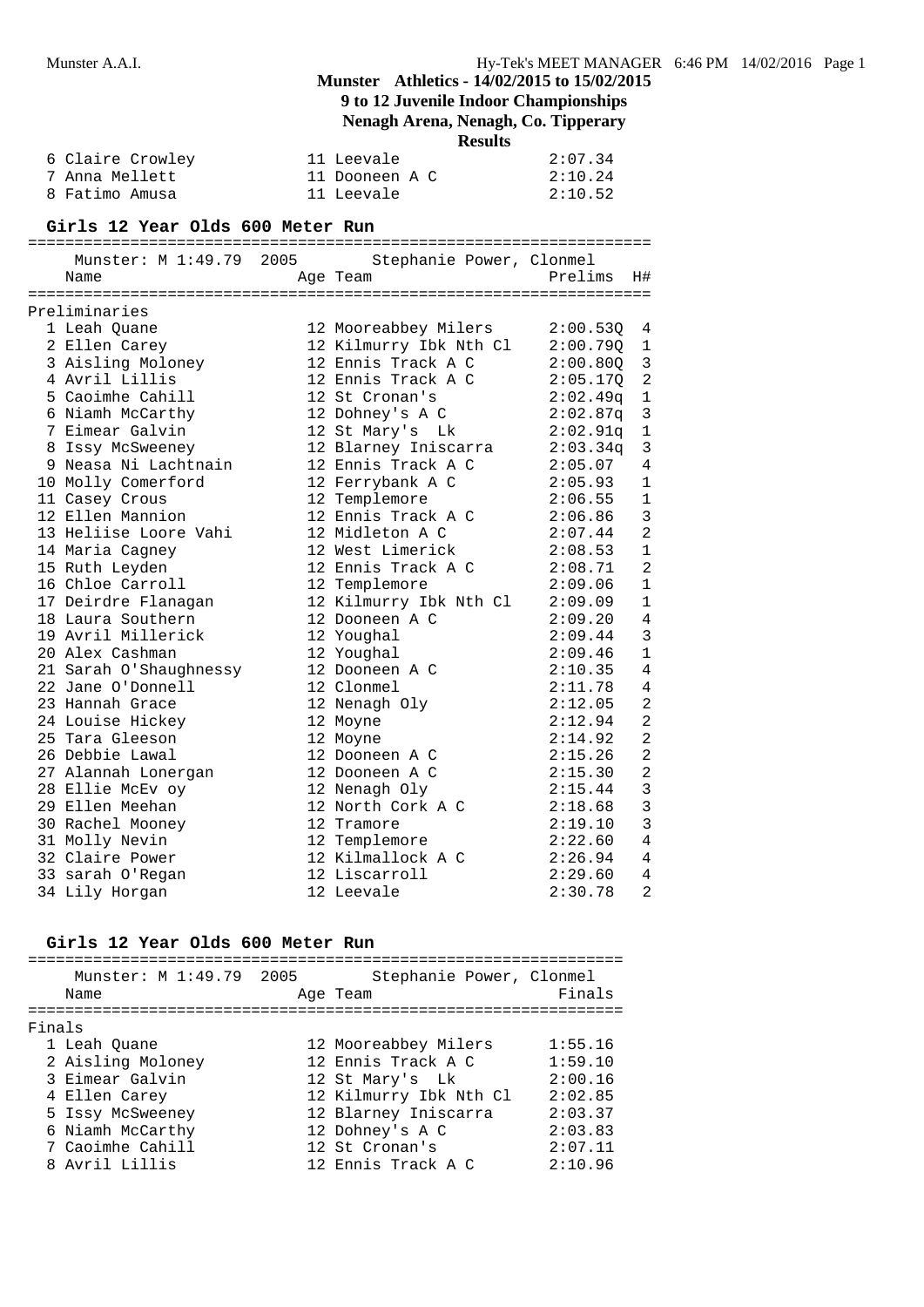## Munster Athletics - 14/02/2015 to 15/02/2015

### 9 to 12 Juvenile Indoor Championships

### Nenagh Arena, Nenagh, Co. Tipperary

### Results

| | Name | Age | Team | Finals |
|---|---|---|---|---|
| 6 | Claire Crowley | 11 | Leevale | 2:07.34 |
| 7 | Anna Mellett | 11 | Dooneen A C | 2:10.24 |
| 8 | Fatimo Amusa | 11 | Leevale | 2:10.52 |

### Girls 12 Year Olds 600 Meter Run

Munster: M 1:49.79 2005 Stephanie Power, Clonmel

**Preliminaries**

| | Name | Age | Team | Prelims | H# |
|---|---|---|---|---|---|
| 1 | Leah Quane | 12 | Mooreabbey Milers | 2:00.53Q | 4 |
| 2 | Ellen Carey | 12 | Kilmurry Ibk Nth Cl | 2:00.79Q | 1 |
| 3 | Aisling Moloney | 12 | Ennis Track A C | 2:00.80Q | 3 |
| 4 | Avril Lillis | 12 | Ennis Track A C | 2:05.17Q | 2 |
| 5 | Caoimhe Cahill | 12 | St Cronan's | 2:02.49q | 1 |
| 6 | Niamh McCarthy | 12 | Dohney's A C | 2:02.87q | 3 |
| 7 | Eimear Galvin | 12 | St Mary's Lk | 2:02.91q | 1 |
| 8 | Issy McSweeney | 12 | Blarney Iniscarra | 2:03.34q | 3 |
| 9 | Neasa Ni Lachtnain | 12 | Ennis Track A C | 2:05.07 | 4 |
| 10 | Molly Comerford | 12 | Ferrybank A C | 2:05.93 | 1 |
| 11 | Casey Crous | 12 | Templemore | 2:06.55 | 1 |
| 12 | Ellen Mannion | 12 | Ennis Track A C | 2:06.86 | 3 |
| 13 | Heliise Loore Vahi | 12 | Midleton A C | 2:07.44 | 2 |
| 14 | Maria Cagney | 12 | West Limerick | 2:08.53 | 1 |
| 15 | Ruth Leyden | 12 | Ennis Track A C | 2:08.71 | 2 |
| 16 | Chloe Carroll | 12 | Templemore | 2:09.06 | 1 |
| 17 | Deirdre Flanagan | 12 | Kilmurry Ibk Nth Cl | 2:09.09 | 1 |
| 18 | Laura Southern | 12 | Dooneen A C | 2:09.20 | 4 |
| 19 | Avril Millerick | 12 | Youghal | 2:09.44 | 3 |
| 20 | Alex Cashman | 12 | Youghal | 2:09.46 | 1 |
| 21 | Sarah O'Shaughnessy | 12 | Dooneen A C | 2:10.35 | 4 |
| 22 | Jane O'Donnell | 12 | Clonmel | 2:11.78 | 4 |
| 23 | Hannah Grace | 12 | Nenagh Oly | 2:12.05 | 2 |
| 24 | Louise Hickey | 12 | Moyne | 2:12.94 | 2 |
| 25 | Tara Gleeson | 12 | Moyne | 2:14.92 | 2 |
| 26 | Debbie Lawal | 12 | Dooneen A C | 2:15.26 | 2 |
| 27 | Alannah Lonergan | 12 | Dooneen A C | 2:15.30 | 2 |
| 28 | Ellie McEv oy | 12 | Nenagh Oly | 2:15.44 | 3 |
| 29 | Ellen Meehan | 12 | North Cork A C | 2:18.68 | 3 |
| 30 | Rachel Mooney | 12 | Tramore | 2:19.10 | 3 |
| 31 | Molly Nevin | 12 | Templemore | 2:22.60 | 4 |
| 32 | Claire Power | 12 | Kilmallock A C | 2:26.94 | 4 |
| 33 | sarah O'Regan | 12 | Liscarroll | 2:29.60 | 4 |
| 34 | Lily Horgan | 12 | Leevale | 2:30.78 | 2 |

### Girls 12 Year Olds 600 Meter Run

Munster: M 1:49.79 2005 Stephanie Power, Clonmel

**Finals**

| | Name | Age | Team | Finals |
|---|---|---|---|---|
| 1 | Leah Quane | 12 | Mooreabbey Milers | 1:55.16 |
| 2 | Aisling Moloney | 12 | Ennis Track A C | 1:59.10 |
| 3 | Eimear Galvin | 12 | St Mary's Lk | 2:00.16 |
| 4 | Ellen Carey | 12 | Kilmurry Ibk Nth Cl | 2:02.85 |
| 5 | Issy McSweeney | 12 | Blarney Iniscarra | 2:03.37 |
| 6 | Niamh McCarthy | 12 | Dohney's A C | 2:03.83 |
| 7 | Caoimhe Cahill | 12 | St Cronan's | 2:07.11 |
| 8 | Avril Lillis | 12 | Ennis Track A C | 2:10.96 |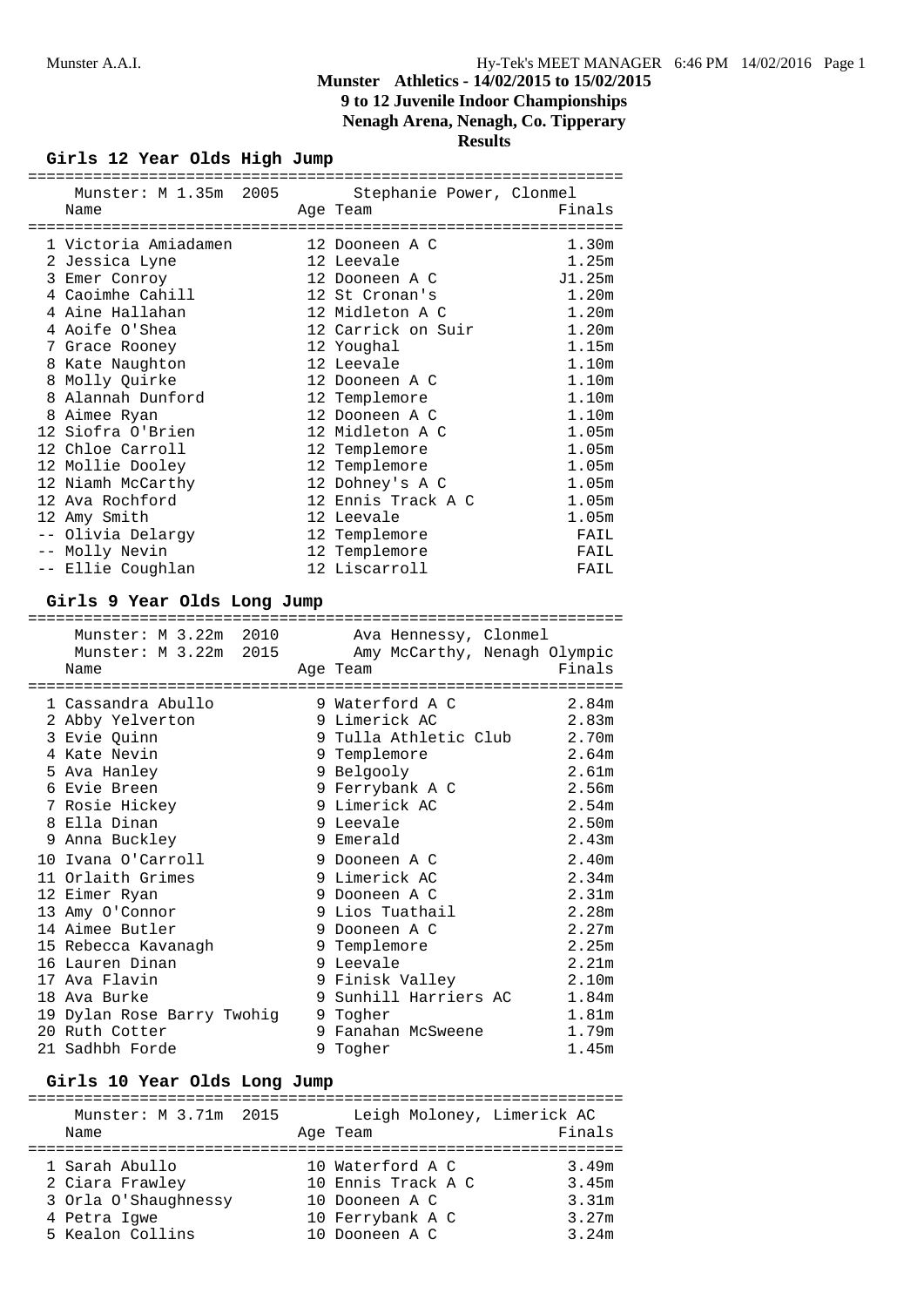**Munster Athletics - 14/02/2015 to 15/02/2015**
**9 to 12 Juvenile Indoor Championships**
**Nenagh Arena, Nenagh, Co. Tipperary**
**Results**

### Girls 12 Year Olds High Jump

Munster: M 1.35m 2005 — Stephanie Power, Clonmel

| Place | Name | Age | Team | Finals |
|---|---|---|---|---|
| 1 | Victoria Amiadamen | 12 | Dooneen A C | 1.30m |
| 2 | Jessica Lyne | 12 | Leevale | 1.25m |
| 3 | Emer Conroy | 12 | Dooneen A C | J1.25m |
| 4 | Caoimhe Cahill | 12 | St Cronan's | 1.20m |
| 4 | Aine Hallahan | 12 | Midleton A C | 1.20m |
| 4 | Aoife O'Shea | 12 | Carrick on Suir | 1.20m |
| 7 | Grace Rooney | 12 | Youghal | 1.15m |
| 8 | Kate Naughton | 12 | Leevale | 1.10m |
| 8 | Molly Quirke | 12 | Dooneen A C | 1.10m |
| 8 | Alannah Dunford | 12 | Templemore | 1.10m |
| 8 | Aimee Ryan | 12 | Dooneen A C | 1.10m |
| 12 | Siofra O'Brien | 12 | Midleton A C | 1.05m |
| 12 | Chloe Carroll | 12 | Templemore | 1.05m |
| 12 | Mollie Dooley | 12 | Templemore | 1.05m |
| 12 | Niamh McCarthy | 12 | Dohney's A C | 1.05m |
| 12 | Ava Rochford | 12 | Ennis Track A C | 1.05m |
| 12 | Amy Smith | 12 | Leevale | 1.05m |
| -- | Olivia Delargy | 12 | Templemore | FAIL |
| -- | Molly Nevin | 12 | Templemore | FAIL |
| -- | Ellie Coughlan | 12 | Liscarroll | FAIL |

### Girls 9 Year Olds Long Jump

Munster: M 3.22m 2010 — Ava Hennessy, Clonmel
Munster: M 3.22m 2015 — Amy McCarthy, Nenagh Olympic

| Place | Name | Age | Team | Finals |
|---|---|---|---|---|
| 1 | Cassandra Abullo | 9 | Waterford A C | 2.84m |
| 2 | Abby Yelverton | 9 | Limerick AC | 2.83m |
| 3 | Evie Quinn | 9 | Tulla Athletic Club | 2.70m |
| 4 | Kate Nevin | 9 | Templemore | 2.64m |
| 5 | Ava Hanley | 9 | Belgooly | 2.61m |
| 6 | Evie Breen | 9 | Ferrybank A C | 2.56m |
| 7 | Rosie Hickey | 9 | Limerick AC | 2.54m |
| 8 | Ella Dinan | 9 | Leevale | 2.50m |
| 9 | Anna Buckley | 9 | Emerald | 2.43m |
| 10 | Ivana O'Carroll | 9 | Dooneen A C | 2.40m |
| 11 | Orlaith Grimes | 9 | Limerick AC | 2.34m |
| 12 | Eimer Ryan | 9 | Dooneen A C | 2.31m |
| 13 | Amy O'Connor | 9 | Lios Tuathail | 2.28m |
| 14 | Aimee Butler | 9 | Dooneen A C | 2.27m |
| 15 | Rebecca Kavanagh | 9 | Templemore | 2.25m |
| 16 | Lauren Dinan | 9 | Leevale | 2.21m |
| 17 | Ava Flavin | 9 | Finisk Valley | 2.10m |
| 18 | Ava Burke | 9 | Sunhill Harriers AC | 1.84m |
| 19 | Dylan Rose Barry Twohig | 9 | Togher | 1.81m |
| 20 | Ruth Cotter | 9 | Fanahan McSweene | 1.79m |
| 21 | Sadhbh Forde | 9 | Togher | 1.45m |

### Girls 10 Year Olds Long Jump

Munster: M 3.71m 2015 — Leigh Moloney, Limerick AC

| Place | Name | Age | Team | Finals |
|---|---|---|---|---|
| 1 | Sarah Abullo | 10 | Waterford A C | 3.49m |
| 2 | Ciara Frawley | 10 | Ennis Track A C | 3.45m |
| 3 | Orla O'Shaughnessy | 10 | Dooneen A C | 3.31m |
| 4 | Petra Igwe | 10 | Ferrybank A C | 3.27m |
| 5 | Kealon Collins | 10 | Dooneen A C | 3.24m |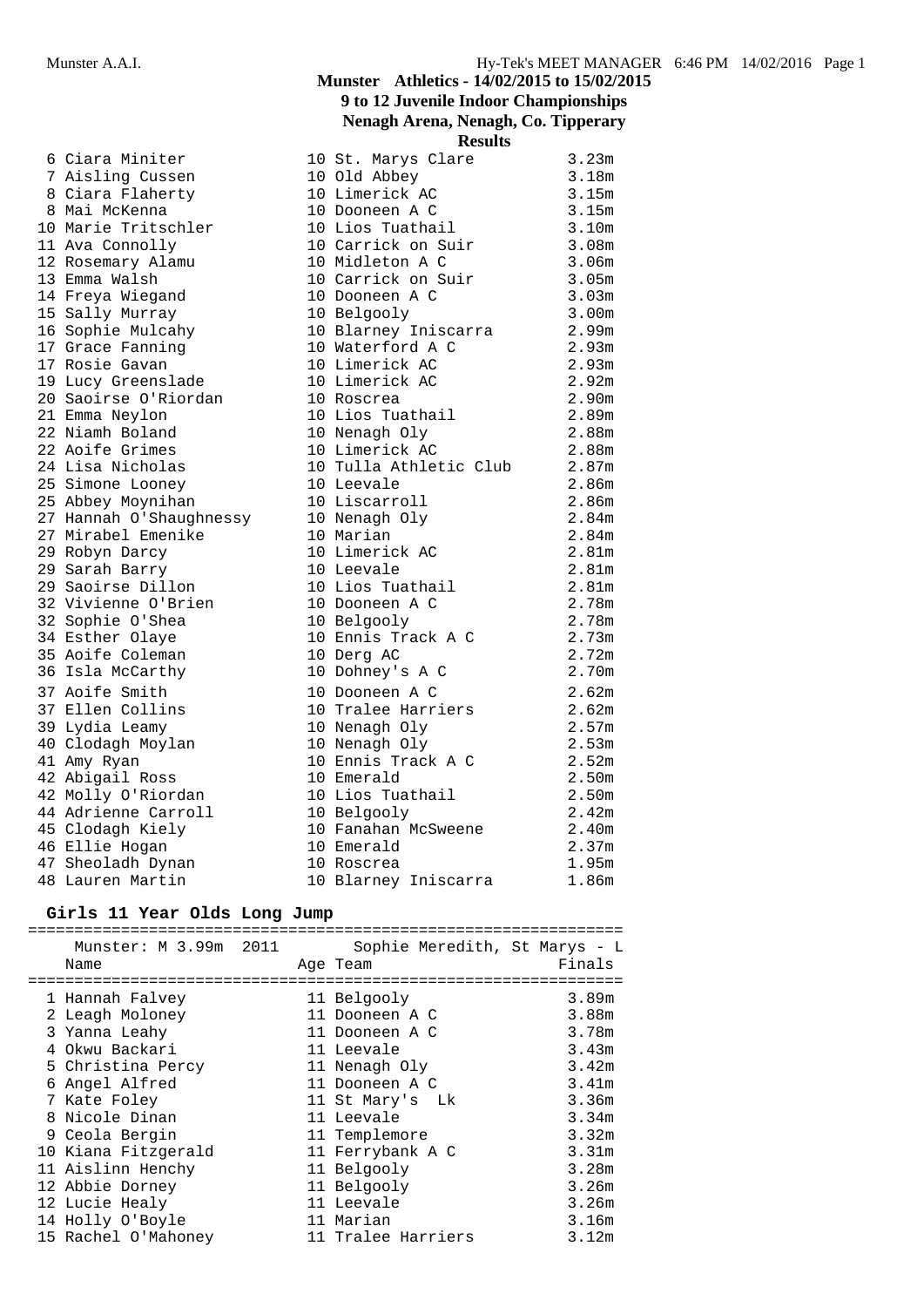## Munster Athletics - 14/02/2015 to 15/02/2015
## 9 to 12 Juvenile Indoor Championships
## Nenagh Arena, Nenagh, Co. Tipperary
### Results

| Place | Name | Age | Team | Finals |
|---|---|---|---|---|
| 6 | Ciara Miniter | 10 | St. Marys Clare | 3.23m |
| 7 | Aisling Cussen | 10 | Old Abbey | 3.18m |
| 8 | Ciara Flaherty | 10 | Limerick AC | 3.15m |
| 8 | Mai McKenna | 10 | Dooneen A C | 3.15m |
| 10 | Marie Tritschler | 10 | Lios Tuathail | 3.10m |
| 11 | Ava Connolly | 10 | Carrick on Suir | 3.08m |
| 12 | Rosemary Alamu | 10 | Midleton A C | 3.06m |
| 13 | Emma Walsh | 10 | Carrick on Suir | 3.05m |
| 14 | Freya Wiegand | 10 | Dooneen A C | 3.03m |
| 15 | Sally Murray | 10 | Belgooly | 3.00m |
| 16 | Sophie Mulcahy | 10 | Blarney Iniscarra | 2.99m |
| 17 | Grace Fanning | 10 | Waterford A C | 2.93m |
| 17 | Rosie Gavan | 10 | Limerick AC | 2.93m |
| 19 | Lucy Greenslade | 10 | Limerick AC | 2.92m |
| 20 | Saoirse O'Riordan | 10 | Roscrea | 2.90m |
| 21 | Emma Neylon | 10 | Lios Tuathail | 2.89m |
| 22 | Niamh Boland | 10 | Nenagh Oly | 2.88m |
| 22 | Aoife Grimes | 10 | Limerick AC | 2.88m |
| 24 | Lisa Nicholas | 10 | Tulla Athletic Club | 2.87m |
| 25 | Simone Looney | 10 | Leevale | 2.86m |
| 25 | Abbey Moynihan | 10 | Liscarroll | 2.86m |
| 27 | Hannah O'Shaughnessy | 10 | Nenagh Oly | 2.84m |
| 27 | Mirabel Emenike | 10 | Marian | 2.84m |
| 29 | Robyn Darcy | 10 | Limerick AC | 2.81m |
| 29 | Sarah Barry | 10 | Leevale | 2.81m |
| 29 | Saoirse Dillon | 10 | Lios Tuathail | 2.81m |
| 32 | Vivienne O'Brien | 10 | Dooneen A C | 2.78m |
| 32 | Sophie O'Shea | 10 | Belgooly | 2.78m |
| 34 | Esther Olaye | 10 | Ennis Track A C | 2.73m |
| 35 | Aoife Coleman | 10 | Derg AC | 2.72m |
| 36 | Isla McCarthy | 10 | Dohney's A C | 2.70m |
| 37 | Aoife Smith | 10 | Dooneen A C | 2.62m |
| 37 | Ellen Collins | 10 | Tralee Harriers | 2.62m |
| 39 | Lydia Leamy | 10 | Nenagh Oly | 2.57m |
| 40 | Clodagh Moylan | 10 | Nenagh Oly | 2.53m |
| 41 | Amy Ryan | 10 | Ennis Track A C | 2.52m |
| 42 | Abigail Ross | 10 | Emerald | 2.50m |
| 42 | Molly O'Riordan | 10 | Lios Tuathail | 2.50m |
| 44 | Adrienne Carroll | 10 | Belgooly | 2.42m |
| 45 | Clodagh Kiely | 10 | Fanahan McSweene | 2.40m |
| 46 | Ellie Hogan | 10 | Emerald | 2.37m |
| 47 | Sheoladh Dynan | 10 | Roscrea | 1.95m |
| 48 | Lauren Martin | 10 | Blarney Iniscarra | 1.86m |

### Girls 11 Year Olds Long Jump

Munster: M 3.99m 2011 Sophie Meredith, St Marys - L

| Place | Name | Age | Team | Finals |
|---|---|---|---|---|
| 1 | Hannah Falvey | 11 | Belgooly | 3.89m |
| 2 | Leagh Moloney | 11 | Dooneen A C | 3.88m |
| 3 | Yanna Leahy | 11 | Dooneen A C | 3.78m |
| 4 | Okwu Backari | 11 | Leevale | 3.43m |
| 5 | Christina Percy | 11 | Nenagh Oly | 3.42m |
| 6 | Angel Alfred | 11 | Dooneen A C | 3.41m |
| 7 | Kate Foley | 11 | St Mary's Lk | 3.36m |
| 8 | Nicole Dinan | 11 | Leevale | 3.34m |
| 9 | Ceola Bergin | 11 | Templemore | 3.32m |
| 10 | Kiana Fitzgerald | 11 | Ferrybank A C | 3.31m |
| 11 | Aislinn Henchy | 11 | Belgooly | 3.28m |
| 12 | Abbie Dorney | 11 | Belgooly | 3.26m |
| 12 | Lucie Healy | 11 | Leevale | 3.26m |
| 14 | Holly O'Boyle | 11 | Marian | 3.16m |
| 15 | Rachel O'Mahoney | 11 | Tralee Harriers | 3.12m |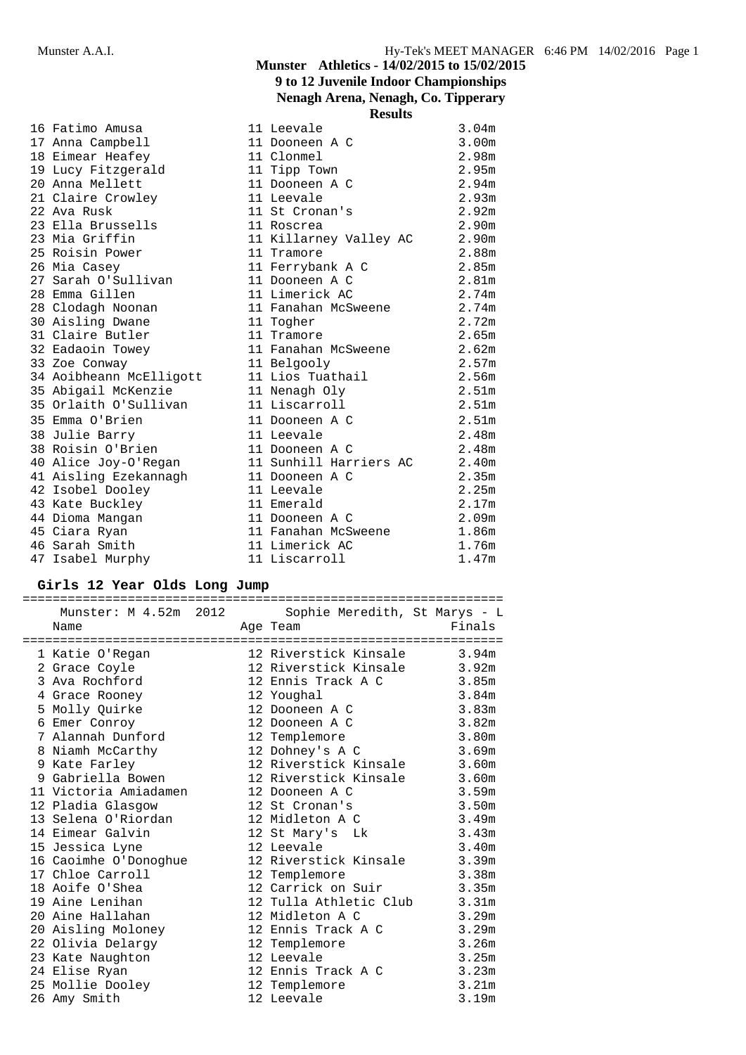# Munster Athletics - 14/02/2015 to 15/02/2015

## 9 to 12 Juvenile Indoor Championships

## Nenagh Arena, Nenagh, Co. Tipperary

## Results

| | Name | Age | Team | Finals |
|---|---|---|---|---|
| 16 | Fatimo Amusa | 11 | Leevale | 3.04m |
| 17 | Anna Campbell | 11 | Dooneen A C | 3.00m |
| 18 | Eimear Heafey | 11 | Clonmel | 2.98m |
| 19 | Lucy Fitzgerald | 11 | Tipp Town | 2.95m |
| 20 | Anna Mellett | 11 | Dooneen A C | 2.94m |
| 21 | Claire Crowley | 11 | Leevale | 2.93m |
| 22 | Ava Rusk | 11 | St Cronan's | 2.92m |
| 23 | Ella Brussells | 11 | Roscrea | 2.90m |
| 23 | Mia Griffin | 11 | Killarney Valley AC | 2.90m |
| 25 | Roisin Power | 11 | Tramore | 2.88m |
| 26 | Mia Casey | 11 | Ferrybank A C | 2.85m |
| 27 | Sarah O'Sullivan | 11 | Dooneen A C | 2.81m |
| 28 | Emma Gillen | 11 | Limerick AC | 2.74m |
| 28 | Clodagh Noonan | 11 | Fanahan McSweene | 2.74m |
| 30 | Aisling Dwane | 11 | Togher | 2.72m |
| 31 | Claire Butler | 11 | Tramore | 2.65m |
| 32 | Eadaoin Towey | 11 | Fanahan McSweene | 2.62m |
| 33 | Zoe Conway | 11 | Belgooly | 2.57m |
| 34 | Aoibheann McElligott | 11 | Lios Tuathail | 2.56m |
| 35 | Abigail McKenzie | 11 | Nenagh Oly | 2.51m |
| 35 | Orlaith O'Sullivan | 11 | Liscarroll | 2.51m |
| 35 | Emma O'Brien | 11 | Dooneen A C | 2.51m |
| 38 | Julie Barry | 11 | Leevale | 2.48m |
| 38 | Roisin O'Brien | 11 | Dooneen A C | 2.48m |
| 40 | Alice Joy-O'Regan | 11 | Sunhill Harriers AC | 2.40m |
| 41 | Aisling Ezekannagh | 11 | Dooneen A C | 2.35m |
| 42 | Isobel Dooley | 11 | Leevale | 2.25m |
| 43 | Kate Buckley | 11 | Emerald | 2.17m |
| 44 | Dioma Mangan | 11 | Dooneen A C | 2.09m |
| 45 | Ciara Ryan | 11 | Fanahan McSweene | 1.86m |
| 46 | Sarah Smith | 11 | Limerick AC | 1.76m |
| 47 | Isabel Murphy | 11 | Liscarroll | 1.47m |

### Girls 12 Year Olds Long Jump

Munster: M 4.52m 2012 Sophie Meredith, St Marys - L

| | Name | Age | Team | Finals |
|---|---|---|---|---|
| 1 | Katie O'Regan | 12 | Riverstick Kinsale | 3.94m |
| 2 | Grace Coyle | 12 | Riverstick Kinsale | 3.92m |
| 3 | Ava Rochford | 12 | Ennis Track A C | 3.85m |
| 4 | Grace Rooney | 12 | Youghal | 3.84m |
| 5 | Molly Quirke | 12 | Dooneen A C | 3.83m |
| 6 | Emer Conroy | 12 | Dooneen A C | 3.82m |
| 7 | Alannah Dunford | 12 | Templemore | 3.80m |
| 8 | Niamh McCarthy | 12 | Dohney's A C | 3.69m |
| 9 | Kate Farley | 12 | Riverstick Kinsale | 3.60m |
| 9 | Gabriella Bowen | 12 | Riverstick Kinsale | 3.60m |
| 11 | Victoria Amiadamen | 12 | Dooneen A C | 3.59m |
| 12 | Pladia Glasgow | 12 | St Cronan's | 3.50m |
| 13 | Selena O'Riordan | 12 | Midleton A C | 3.49m |
| 14 | Eimear Galvin | 12 | St Mary's Lk | 3.43m |
| 15 | Jessica Lyne | 12 | Leevale | 3.40m |
| 16 | Caoimhe O'Donoghue | 12 | Riverstick Kinsale | 3.39m |
| 17 | Chloe Carroll | 12 | Templemore | 3.38m |
| 18 | Aoife O'Shea | 12 | Carrick on Suir | 3.35m |
| 19 | Aine Lenihan | 12 | Tulla Athletic Club | 3.31m |
| 20 | Aine Hallahan | 12 | Midleton A C | 3.29m |
| 20 | Aisling Moloney | 12 | Ennis Track A C | 3.29m |
| 22 | Olivia Delargy | 12 | Templemore | 3.26m |
| 23 | Kate Naughton | 12 | Leevale | 3.25m |
| 24 | Elise Ryan | 12 | Ennis Track A C | 3.23m |
| 25 | Mollie Dooley | 12 | Templemore | 3.21m |
| 26 | Amy Smith | 12 | Leevale | 3.19m |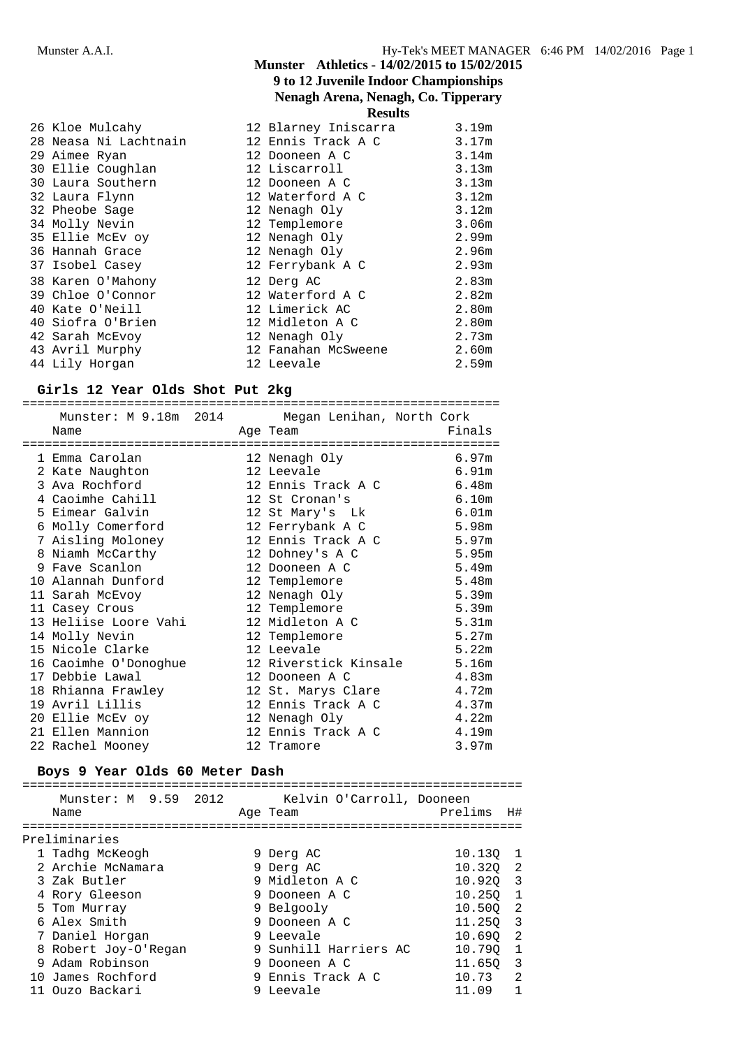# Munster Athletics - 14/02/2015 to 15/02/2015
## 9 to 12 Juvenile Indoor Championships
## Nenagh Arena, Nenagh, Co. Tipperary
### Results

| Place | Name | Age | Team | Mark |
|---|---|---|---|---|
| 26 | Kloe Mulcahy | 12 | Blarney Iniscarra | 3.19m |
| 28 | Neasa Ni Lachtnain | 12 | Ennis Track A C | 3.17m |
| 29 | Aimee Ryan | 12 | Dooneen A C | 3.14m |
| 30 | Ellie Coughlan | 12 | Liscarroll | 3.13m |
| 30 | Laura Southern | 12 | Dooneen A C | 3.13m |
| 32 | Laura Flynn | 12 | Waterford A C | 3.12m |
| 32 | Pheobe Sage | 12 | Nenagh Oly | 3.12m |
| 34 | Molly Nevin | 12 | Templemore | 3.06m |
| 35 | Ellie McEv oy | 12 | Nenagh Oly | 2.99m |
| 36 | Hannah Grace | 12 | Nenagh Oly | 2.96m |
| 37 | Isobel Casey | 12 | Ferrybank A C | 2.93m |
| 38 | Karen O'Mahony | 12 | Derg AC | 2.83m |
| 39 | Chloe O'Connor | 12 | Waterford A C | 2.82m |
| 40 | Kate O'Neill | 12 | Limerick AC | 2.80m |
| 40 | Siofra O'Brien | 12 | Midleton A C | 2.80m |
| 42 | Sarah McEvoy | 12 | Nenagh Oly | 2.73m |
| 43 | Avril Murphy | 12 | Fanahan McSweene | 2.60m |
| 44 | Lily Horgan | 12 | Leevale | 2.59m |

### Girls 12 Year Olds Shot Put 2kg

Munster: M 9.18m 2014 Megan Lenihan, North Cork

| Place | Name | Age | Team | Finals |
|---|---|---|---|---|
| 1 | Emma Carolan | 12 | Nenagh Oly | 6.97m |
| 2 | Kate Naughton | 12 | Leevale | 6.91m |
| 3 | Ava Rochford | 12 | Ennis Track A C | 6.48m |
| 4 | Caoimhe Cahill | 12 | St Cronan's | 6.10m |
| 5 | Eimear Galvin | 12 | St Mary's Lk | 6.01m |
| 6 | Molly Comerford | 12 | Ferrybank A C | 5.98m |
| 7 | Aisling Moloney | 12 | Ennis Track A C | 5.97m |
| 8 | Niamh McCarthy | 12 | Dohney's A C | 5.95m |
| 9 | Fave Scanlon | 12 | Dooneen A C | 5.49m |
| 10 | Alannah Dunford | 12 | Templemore | 5.48m |
| 11 | Sarah McEvoy | 12 | Nenagh Oly | 5.39m |
| 11 | Casey Crous | 12 | Templemore | 5.39m |
| 13 | Heliise Loore Vahi | 12 | Midleton A C | 5.31m |
| 14 | Molly Nevin | 12 | Templemore | 5.27m |
| 15 | Nicole Clarke | 12 | Leevale | 5.22m |
| 16 | Caoimhe O'Donoghue | 12 | Riverstick Kinsale | 5.16m |
| 17 | Debbie Lawal | 12 | Dooneen A C | 4.83m |
| 18 | Rhianna Frawley | 12 | St. Marys Clare | 4.72m |
| 19 | Avril Lillis | 12 | Ennis Track A C | 4.37m |
| 20 | Ellie McEv oy | 12 | Nenagh Oly | 4.22m |
| 21 | Ellen Mannion | 12 | Ennis Track A C | 4.19m |
| 22 | Rachel Mooney | 12 | Tramore | 3.97m |

### Boys 9 Year Olds 60 Meter Dash

Munster: M 9.59 2012 Kelvin O'Carroll, Dooneen

Preliminaries

| Place | Name | Age | Team | Prelims | H# |
|---|---|---|---|---|---|
| 1 | Tadhg McKeogh | 9 | Derg AC | 10.13Q | 1 |
| 2 | Archie McNamara | 9 | Derg AC | 10.32Q | 2 |
| 3 | Zak Butler | 9 | Midleton A C | 10.92Q | 3 |
| 4 | Rory Gleeson | 9 | Dooneen A C | 10.25Q | 1 |
| 5 | Tom Murray | 9 | Belgooly | 10.50Q | 2 |
| 6 | Alex Smith | 9 | Dooneen A C | 11.25Q | 3 |
| 7 | Daniel Horgan | 9 | Leevale | 10.69Q | 2 |
| 8 | Robert Joy-O'Regan | 9 | Sunhill Harriers AC | 10.79Q | 1 |
| 9 | Adam Robinson | 9 | Dooneen A C | 11.65Q | 3 |
| 10 | James Rochford | 9 | Ennis Track A C | 10.73 | 2 |
| 11 | Ouzo Backari | 9 | Leevale | 11.09 | 1 |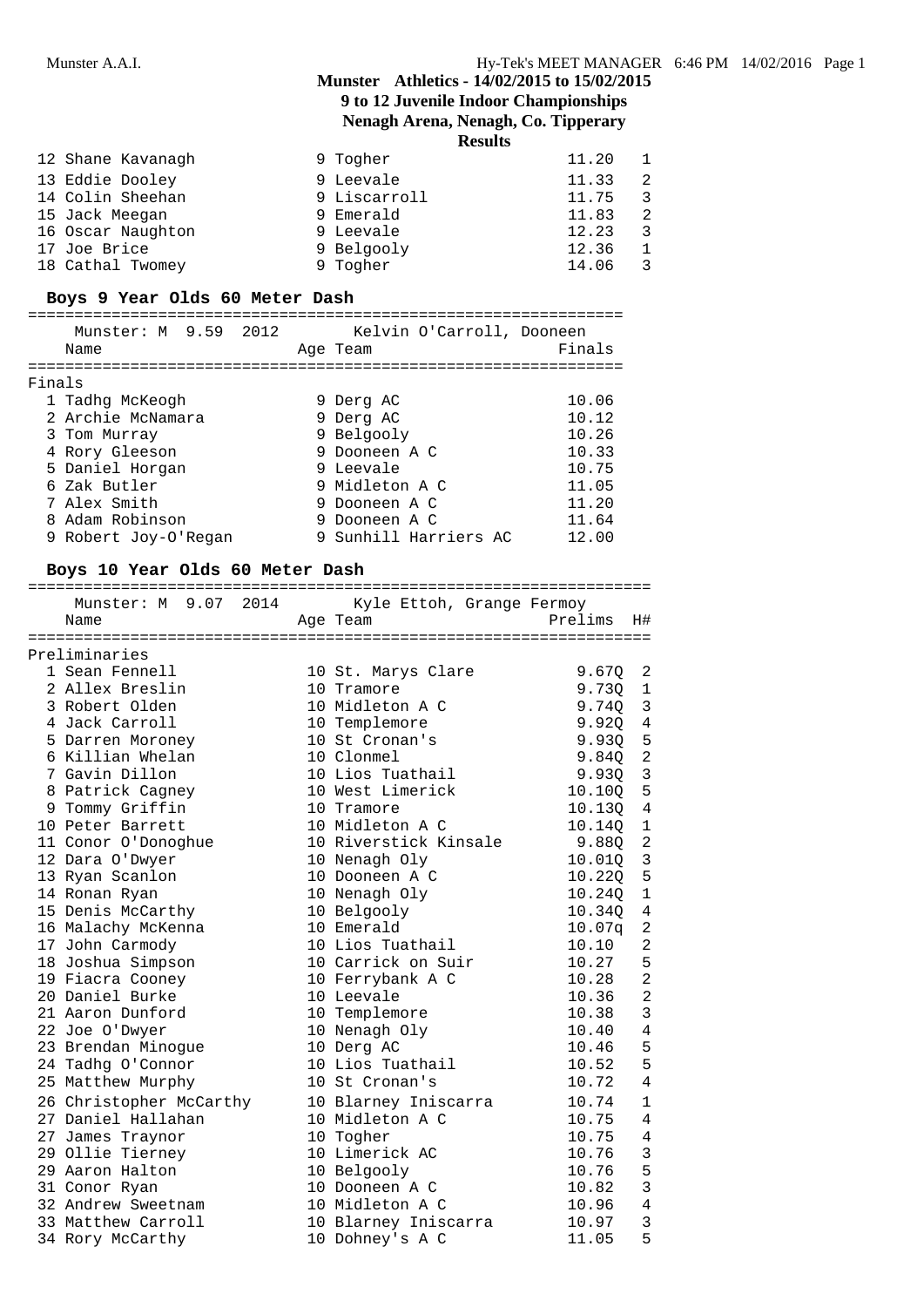## Munster Athletics - 14/02/2015 to 15/02/2015
## 9 to 12 Juvenile Indoor Championships
## Nenagh Arena, Nenagh, Co. Tipperary
## Results

| | Name | Age | Team | Time | H# |
|---|---|---|---|---|---|
| 12 | Shane Kavanagh | 9 | Togher | 11.20 | 1 |
| 13 | Eddie Dooley | 9 | Leevale | 11.33 | 2 |
| 14 | Colin Sheehan | 9 | Liscarroll | 11.75 | 3 |
| 15 | Jack Meegan | 9 | Emerald | 11.83 | 2 |
| 16 | Oscar Naughton | 9 | Leevale | 12.23 | 3 |
| 17 | Joe Brice | 9 | Belgooly | 12.36 | 1 |
| 18 | Cathal Twomey | 9 | Togher | 14.06 | 3 |

### Boys 9 Year Olds 60 Meter Dash

Munster: M 9.59 2012 Kelvin O'Carroll, Dooneen

**Finals**

| | Name | Age | Team | Finals |
|---|---|---|---|---|
| 1 | Tadhg McKeogh | 9 | Derg AC | 10.06 |
| 2 | Archie McNamara | 9 | Derg AC | 10.12 |
| 3 | Tom Murray | 9 | Belgooly | 10.26 |
| 4 | Rory Gleeson | 9 | Dooneen A C | 10.33 |
| 5 | Daniel Horgan | 9 | Leevale | 10.75 |
| 6 | Zak Butler | 9 | Midleton A C | 11.05 |
| 7 | Alex Smith | 9 | Dooneen A C | 11.20 |
| 8 | Adam Robinson | 9 | Dooneen A C | 11.64 |
| 9 | Robert Joy-O'Regan | 9 | Sunhill Harriers AC | 12.00 |

### Boys 10 Year Olds 60 Meter Dash

Munster: M 9.07 2014 Kyle Ettoh, Grange Fermoy

**Preliminaries**

| | Name | Age | Team | Prelims | H# |
|---|---|---|---|---|---|
| 1 | Sean Fennell | 10 | St. Marys Clare | 9.67Q | 2 |
| 2 | Allex Breslin | 10 | Tramore | 9.73Q | 1 |
| 3 | Robert Olden | 10 | Midleton A C | 9.74Q | 3 |
| 4 | Jack Carroll | 10 | Templemore | 9.92Q | 4 |
| 5 | Darren Moroney | 10 | St Cronan's | 9.93Q | 5 |
| 6 | Killian Whelan | 10 | Clonmel | 9.84Q | 2 |
| 7 | Gavin Dillon | 10 | Lios Tuathail | 9.93Q | 3 |
| 8 | Patrick Cagney | 10 | West Limerick | 10.10Q | 5 |
| 9 | Tommy Griffin | 10 | Tramore | 10.13Q | 4 |
| 10 | Peter Barrett | 10 | Midleton A C | 10.14Q | 1 |
| 11 | Conor O'Donoghue | 10 | Riverstick Kinsale | 9.88Q | 2 |
| 12 | Dara O'Dwyer | 10 | Nenagh Oly | 10.01Q | 3 |
| 13 | Ryan Scanlon | 10 | Dooneen A C | 10.22Q | 5 |
| 14 | Ronan Ryan | 10 | Nenagh Oly | 10.24Q | 1 |
| 15 | Denis McCarthy | 10 | Belgooly | 10.34Q | 4 |
| 16 | Malachy McKenna | 10 | Emerald | 10.07q | 2 |
| 17 | John Carmody | 10 | Lios Tuathail | 10.10 | 2 |
| 18 | Joshua Simpson | 10 | Carrick on Suir | 10.27 | 5 |
| 19 | Fiacra Cooney | 10 | Ferrybank A C | 10.28 | 2 |
| 20 | Daniel Burke | 10 | Leevale | 10.36 | 2 |
| 21 | Aaron Dunford | 10 | Templemore | 10.38 | 3 |
| 22 | Joe O'Dwyer | 10 | Nenagh Oly | 10.40 | 4 |
| 23 | Brendan Minogue | 10 | Derg AC | 10.46 | 5 |
| 24 | Tadhg O'Connor | 10 | Lios Tuathail | 10.52 | 5 |
| 25 | Matthew Murphy | 10 | St Cronan's | 10.72 | 4 |
| 26 | Christopher McCarthy | 10 | Blarney Iniscarra | 10.74 | 1 |
| 27 | Daniel Hallahan | 10 | Midleton A C | 10.75 | 4 |
| 27 | James Traynor | 10 | Togher | 10.75 | 4 |
| 29 | Ollie Tierney | 10 | Limerick AC | 10.76 | 3 |
| 29 | Aaron Halton | 10 | Belgooly | 10.76 | 5 |
| 31 | Conor Ryan | 10 | Dooneen A C | 10.82 | 3 |
| 32 | Andrew Sweetnam | 10 | Midleton A C | 10.96 | 4 |
| 33 | Matthew Carroll | 10 | Blarney Iniscarra | 10.97 | 3 |
| 34 | Rory McCarthy | 10 | Dohney's A C | 11.05 | 5 |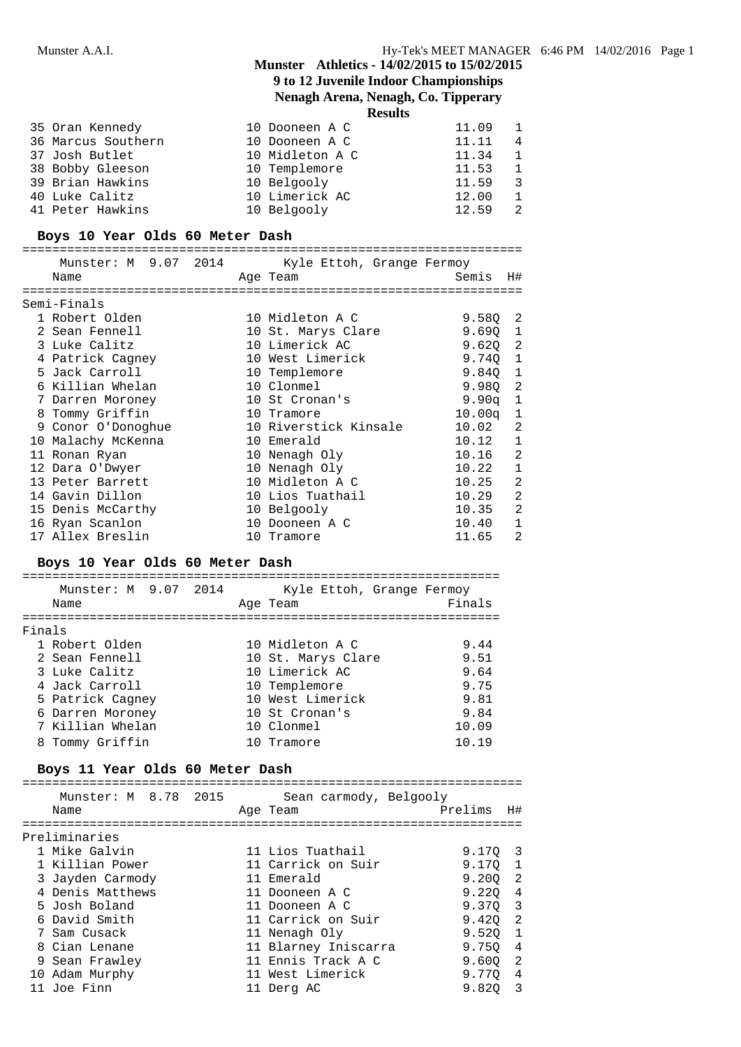# Munster Athletics - 14/02/2015 to 15/02/2015

## 9 to 12 Juvenile Indoor Championships

### Nenagh Arena, Nenagh, Co. Tipperary

### Results

| Place | Name | Age | Team | Mark | H# |
|---|---|---|---|---|---|
| 35 | Oran Kennedy | 10 | Dooneen A C | 11.09 | 1 |
| 36 | Marcus Southern | 10 | Dooneen A C | 11.11 | 4 |
| 37 | Josh Butlet | 10 | Midleton A C | 11.34 | 1 |
| 38 | Bobby Gleeson | 10 | Templemore | 11.53 | 1 |
| 39 | Brian Hawkins | 10 | Belgooly | 11.59 | 3 |
| 40 | Luke Calitz | 10 | Limerick AC | 12.00 | 1 |
| 41 | Peter Hawkins | 10 | Belgooly | 12.59 | 2 |

### Boys 10 Year Olds 60 Meter Dash

Munster: M 9.07 2014 Kyle Ettoh, Grange Fermoy

**Semi-Finals**

| Place | Name | Age | Team | Semis | H# |
|---|---|---|---|---|---|
| 1 | Robert Olden | 10 | Midleton A C | 9.58Q | 2 |
| 2 | Sean Fennell | 10 | St. Marys Clare | 9.69Q | 1 |
| 3 | Luke Calitz | 10 | Limerick AC | 9.62Q | 2 |
| 4 | Patrick Cagney | 10 | West Limerick | 9.74Q | 1 |
| 5 | Jack Carroll | 10 | Templemore | 9.84Q | 1 |
| 6 | Killian Whelan | 10 | Clonmel | 9.98Q | 2 |
| 7 | Darren Moroney | 10 | St Cronan's | 9.90q | 1 |
| 8 | Tommy Griffin | 10 | Tramore | 10.00q | 1 |
| 9 | Conor O'Donoghue | 10 | Riverstick Kinsale | 10.02 | 2 |
| 10 | Malachy McKenna | 10 | Emerald | 10.12 | 1 |
| 11 | Ronan Ryan | 10 | Nenagh Oly | 10.16 | 2 |
| 12 | Dara O'Dwyer | 10 | Nenagh Oly | 10.22 | 1 |
| 13 | Peter Barrett | 10 | Midleton A C | 10.25 | 2 |
| 14 | Gavin Dillon | 10 | Lios Tuathail | 10.29 | 2 |
| 15 | Denis McCarthy | 10 | Belgooly | 10.35 | 2 |
| 16 | Ryan Scanlon | 10 | Dooneen A C | 10.40 | 1 |
| 17 | Allex Breslin | 10 | Tramore | 11.65 | 2 |

### Boys 10 Year Olds 60 Meter Dash

Munster: M 9.07 2014 Kyle Ettoh, Grange Fermoy

**Finals**

| Place | Name | Age | Team | Finals |
|---|---|---|---|---|
| 1 | Robert Olden | 10 | Midleton A C | 9.44 |
| 2 | Sean Fennell | 10 | St. Marys Clare | 9.51 |
| 3 | Luke Calitz | 10 | Limerick AC | 9.64 |
| 4 | Jack Carroll | 10 | Templemore | 9.75 |
| 5 | Patrick Cagney | 10 | West Limerick | 9.81 |
| 6 | Darren Moroney | 10 | St Cronan's | 9.84 |
| 7 | Killian Whelan | 10 | Clonmel | 10.09 |
| 8 | Tommy Griffin | 10 | Tramore | 10.19 |

### Boys 11 Year Olds 60 Meter Dash

Munster: M 8.78 2015 Sean carmody, Belgooly

**Preliminaries**

| Place | Name | Age | Team | Prelims | H# |
|---|---|---|---|---|---|
| 1 | Mike Galvin | 11 | Lios Tuathail | 9.17Q | 3 |
| 1 | Killian Power | 11 | Carrick on Suir | 9.17Q | 1 |
| 3 | Jayden Carmody | 11 | Emerald | 9.20Q | 2 |
| 4 | Denis Matthews | 11 | Dooneen A C | 9.22Q | 4 |
| 5 | Josh Boland | 11 | Dooneen A C | 9.37Q | 3 |
| 6 | David Smith | 11 | Carrick on Suir | 9.42Q | 2 |
| 7 | Sam Cusack | 11 | Nenagh Oly | 9.52Q | 1 |
| 8 | Cian Lenane | 11 | Blarney Iniscarra | 9.75Q | 4 |
| 9 | Sean Frawley | 11 | Ennis Track A C | 9.60Q | 2 |
| 10 | Adam Murphy | 11 | West Limerick | 9.77Q | 4 |
| 11 | Joe Finn | 11 | Derg AC | 9.82Q | 3 |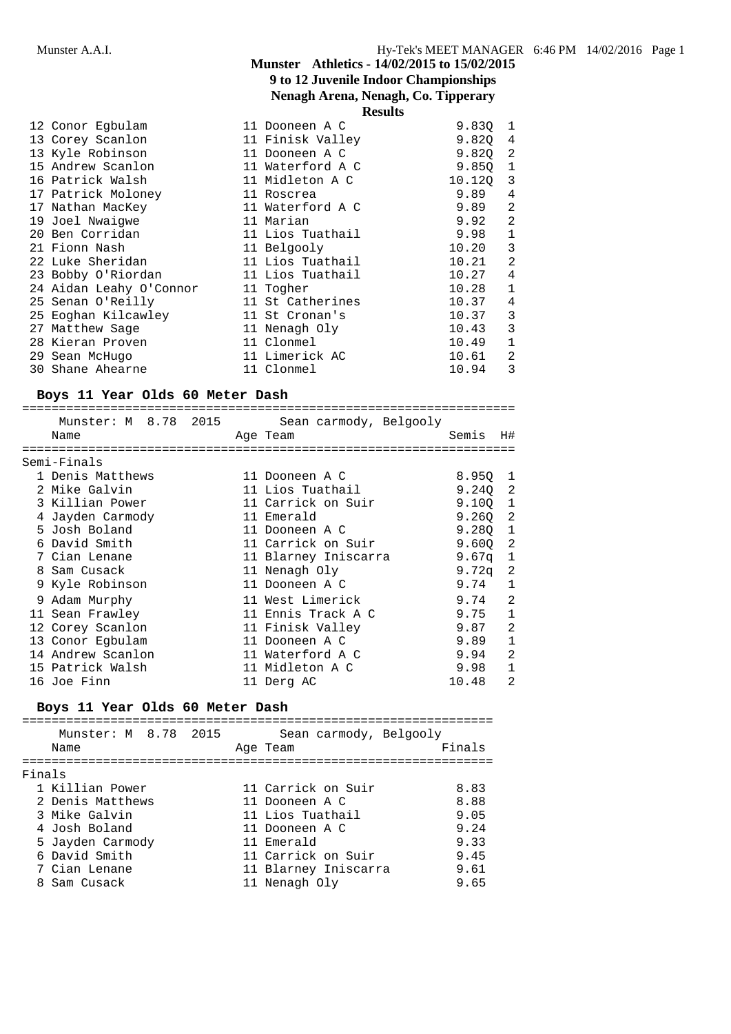# Munster Athletics - 14/02/2015 to 15/02/2015
## 9 to 12 Juvenile Indoor Championships
### Nenagh Arena, Nenagh, Co. Tipperary
### Results

| Place | Name | Age | Team | Prelims | H# |
|---|---|---|---|---|---|
| 12 | Conor Egbulam | 11 | Dooneen A C | 9.83Q | 1 |
| 13 | Corey Scanlon | 11 | Finisk Valley | 9.82Q | 4 |
| 13 | Kyle Robinson | 11 | Dooneen A C | 9.82Q | 2 |
| 15 | Andrew Scanlon | 11 | Waterford A C | 9.85Q | 1 |
| 16 | Patrick Walsh | 11 | Midleton A C | 10.12Q | 3 |
| 17 | Patrick Moloney | 11 | Roscrea | 9.89 | 4 |
| 17 | Nathan MacKey | 11 | Waterford A C | 9.89 | 2 |
| 19 | Joel Nwaigwe | 11 | Marian | 9.92 | 2 |
| 20 | Ben Corridan | 11 | Lios Tuathail | 9.98 | 1 |
| 21 | Fionn Nash | 11 | Belgooly | 10.20 | 3 |
| 22 | Luke Sheridan | 11 | Lios Tuathail | 10.21 | 2 |
| 23 | Bobby O'Riordan | 11 | Lios Tuathail | 10.27 | 4 |
| 24 | Aidan Leahy O'Connor | 11 | Togher | 10.28 | 1 |
| 25 | Senan O'Reilly | 11 | St Catherines | 10.37 | 4 |
| 25 | Eoghan Kilcawley | 11 | St Cronan's | 10.37 | 3 |
| 27 | Matthew Sage | 11 | Nenagh Oly | 10.43 | 3 |
| 28 | Kieran Proven | 11 | Clonmel | 10.49 | 1 |
| 29 | Sean McHugo | 11 | Limerick AC | 10.61 | 2 |
| 30 | Shane Ahearne | 11 | Clonmel | 10.94 | 3 |

## Boys 11 Year Olds 60 Meter Dash

Munster: M 8.78 2015 Sean carmody, Belgooly

**Semi-Finals**

| Place | Name | Age | Team | Semis | H# |
|---|---|---|---|---|---|
| 1 | Denis Matthews | 11 | Dooneen A C | 8.95Q | 1 |
| 2 | Mike Galvin | 11 | Lios Tuathail | 9.24Q | 2 |
| 3 | Killian Power | 11 | Carrick on Suir | 9.10Q | 1 |
| 4 | Jayden Carmody | 11 | Emerald | 9.26Q | 2 |
| 5 | Josh Boland | 11 | Dooneen A C | 9.28Q | 1 |
| 6 | David Smith | 11 | Carrick on Suir | 9.60Q | 2 |
| 7 | Cian Lenane | 11 | Blarney Iniscarra | 9.67q | 1 |
| 8 | Sam Cusack | 11 | Nenagh Oly | 9.72q | 2 |
| 9 | Kyle Robinson | 11 | Dooneen A C | 9.74 | 1 |
| 9 | Adam Murphy | 11 | West Limerick | 9.74 | 2 |
| 11 | Sean Frawley | 11 | Ennis Track A C | 9.75 | 1 |
| 12 | Corey Scanlon | 11 | Finisk Valley | 9.87 | 2 |
| 13 | Conor Egbulam | 11 | Dooneen A C | 9.89 | 1 |
| 14 | Andrew Scanlon | 11 | Waterford A C | 9.94 | 2 |
| 15 | Patrick Walsh | 11 | Midleton A C | 9.98 | 1 |
| 16 | Joe Finn | 11 | Derg AC | 10.48 | 2 |

## Boys 11 Year Olds 60 Meter Dash

Munster: M 8.78 2015 Sean carmody, Belgooly

**Finals**

| Place | Name | Age | Team | Finals |
|---|---|---|---|---|
| 1 | Killian Power | 11 | Carrick on Suir | 8.83 |
| 2 | Denis Matthews | 11 | Dooneen A C | 8.88 |
| 3 | Mike Galvin | 11 | Lios Tuathail | 9.05 |
| 4 | Josh Boland | 11 | Dooneen A C | 9.24 |
| 5 | Jayden Carmody | 11 | Emerald | 9.33 |
| 6 | David Smith | 11 | Carrick on Suir | 9.45 |
| 7 | Cian Lenane | 11 | Blarney Iniscarra | 9.61 |
| 8 | Sam Cusack | 11 | Nenagh Oly | 9.65 |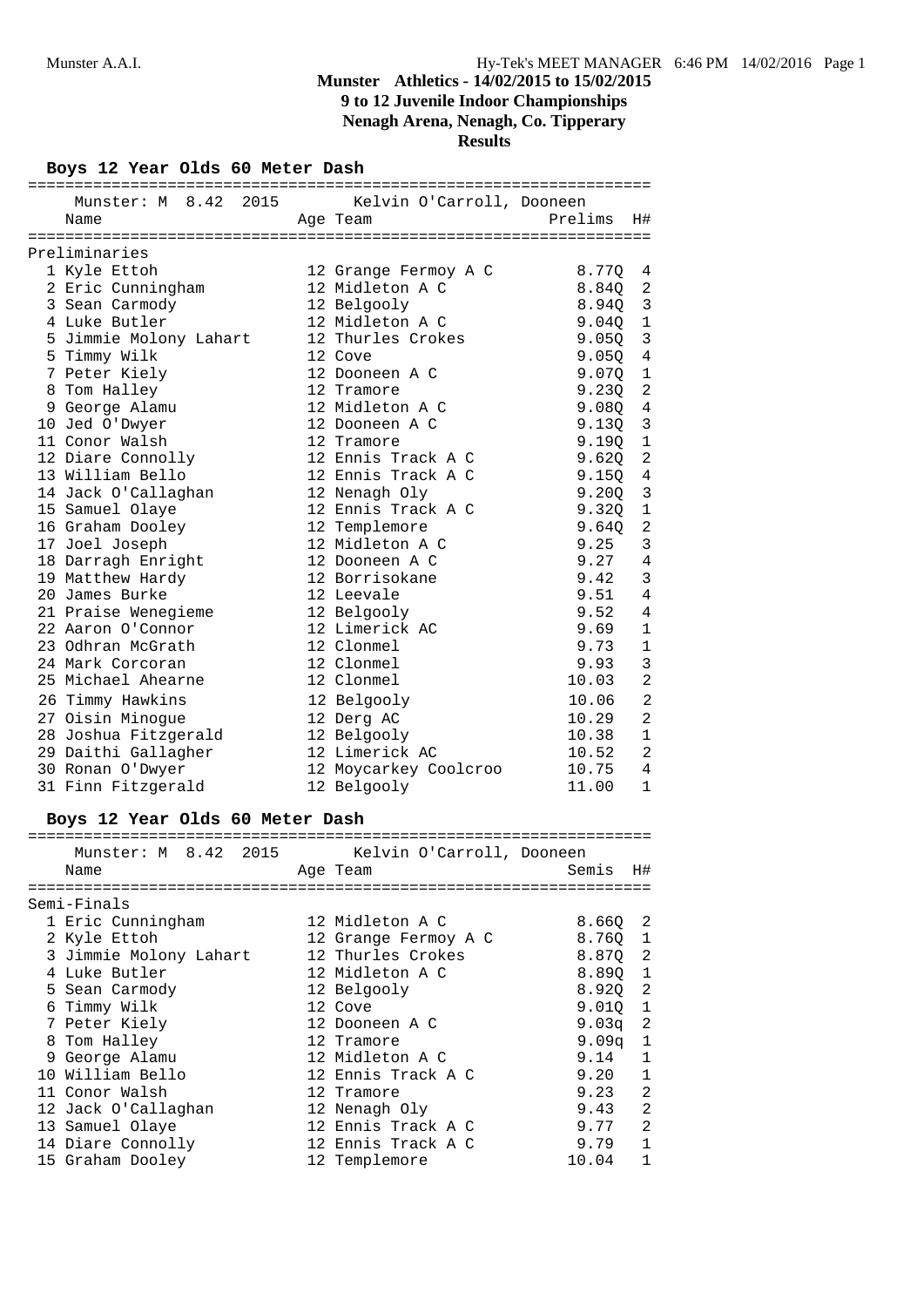**Munster Athletics - 14/02/2015 to 15/02/2015**
**9 to 12 Juvenile Indoor Championships**
**Nenagh Arena, Nenagh, Co. Tipperary**
**Results**

## Boys 12 Year Olds 60 Meter Dash

Munster: M 8.42 2015 Kelvin O'Carroll, Dooneen

### Preliminaries

| | Name | Age | Team | Prelims | H# |
|---|---|---|---|---|---|
| 1 | Kyle Ettoh | 12 | Grange Fermoy A C | 8.77Q | 4 |
| 2 | Eric Cunningham | 12 | Midleton A C | 8.84Q | 2 |
| 3 | Sean Carmody | 12 | Belgooly | 8.94Q | 3 |
| 4 | Luke Butler | 12 | Midleton A C | 9.04Q | 1 |
| 5 | Jimmie Molony Lahart | 12 | Thurles Crokes | 9.05Q | 3 |
| 5 | Timmy Wilk | 12 | Cove | 9.05Q | 4 |
| 7 | Peter Kiely | 12 | Dooneen A C | 9.07Q | 1 |
| 8 | Tom Halley | 12 | Tramore | 9.23Q | 2 |
| 9 | George Alamu | 12 | Midleton A C | 9.08Q | 4 |
| 10 | Jed O'Dwyer | 12 | Dooneen A C | 9.13Q | 3 |
| 11 | Conor Walsh | 12 | Tramore | 9.19Q | 1 |
| 12 | Diare Connolly | 12 | Ennis Track A C | 9.62Q | 2 |
| 13 | William Bello | 12 | Ennis Track A C | 9.15Q | 4 |
| 14 | Jack O'Callaghan | 12 | Nenagh Oly | 9.20Q | 3 |
| 15 | Samuel Olaye | 12 | Ennis Track A C | 9.32Q | 1 |
| 16 | Graham Dooley | 12 | Templemore | 9.64Q | 2 |
| 17 | Joel Joseph | 12 | Midleton A C | 9.25 | 3 |
| 18 | Darragh Enright | 12 | Dooneen A C | 9.27 | 4 |
| 19 | Matthew Hardy | 12 | Borrisokane | 9.42 | 3 |
| 20 | James Burke | 12 | Leevale | 9.51 | 4 |
| 21 | Praise Wenegieme | 12 | Belgooly | 9.52 | 4 |
| 22 | Aaron O'Connor | 12 | Limerick AC | 9.69 | 1 |
| 23 | Odhran McGrath | 12 | Clonmel | 9.73 | 1 |
| 24 | Mark Corcoran | 12 | Clonmel | 9.93 | 3 |
| 25 | Michael Ahearne | 12 | Clonmel | 10.03 | 2 |
| 26 | Timmy Hawkins | 12 | Belgooly | 10.06 | 2 |
| 27 | Oisin Minogue | 12 | Derg AC | 10.29 | 2 |
| 28 | Joshua Fitzgerald | 12 | Belgooly | 10.38 | 1 |
| 29 | Daithi Gallagher | 12 | Limerick AC | 10.52 | 2 |
| 30 | Ronan O'Dwyer | 12 | Moycarkey Coolcroo | 10.75 | 4 |
| 31 | Finn Fitzgerald | 12 | Belgooly | 11.00 | 1 |

## Boys 12 Year Olds 60 Meter Dash

Munster: M 8.42 2015 Kelvin O'Carroll, Dooneen

### Semi-Finals

| | Name | Age | Team | Semis | H# |
|---|---|---|---|---|---|
| 1 | Eric Cunningham | 12 | Midleton A C | 8.66Q | 2 |
| 2 | Kyle Ettoh | 12 | Grange Fermoy A C | 8.76Q | 1 |
| 3 | Jimmie Molony Lahart | 12 | Thurles Crokes | 8.87Q | 2 |
| 4 | Luke Butler | 12 | Midleton A C | 8.89Q | 1 |
| 5 | Sean Carmody | 12 | Belgooly | 8.92Q | 2 |
| 6 | Timmy Wilk | 12 | Cove | 9.01Q | 1 |
| 7 | Peter Kiely | 12 | Dooneen A C | 9.03q | 2 |
| 8 | Tom Halley | 12 | Tramore | 9.09q | 1 |
| 9 | George Alamu | 12 | Midleton A C | 9.14 | 1 |
| 10 | William Bello | 12 | Ennis Track A C | 9.20 | 1 |
| 11 | Conor Walsh | 12 | Tramore | 9.23 | 2 |
| 12 | Jack O'Callaghan | 12 | Nenagh Oly | 9.43 | 2 |
| 13 | Samuel Olaye | 12 | Ennis Track A C | 9.77 | 2 |
| 14 | Diare Connolly | 12 | Ennis Track A C | 9.79 | 1 |
| 15 | Graham Dooley | 12 | Templemore | 10.04 | 1 |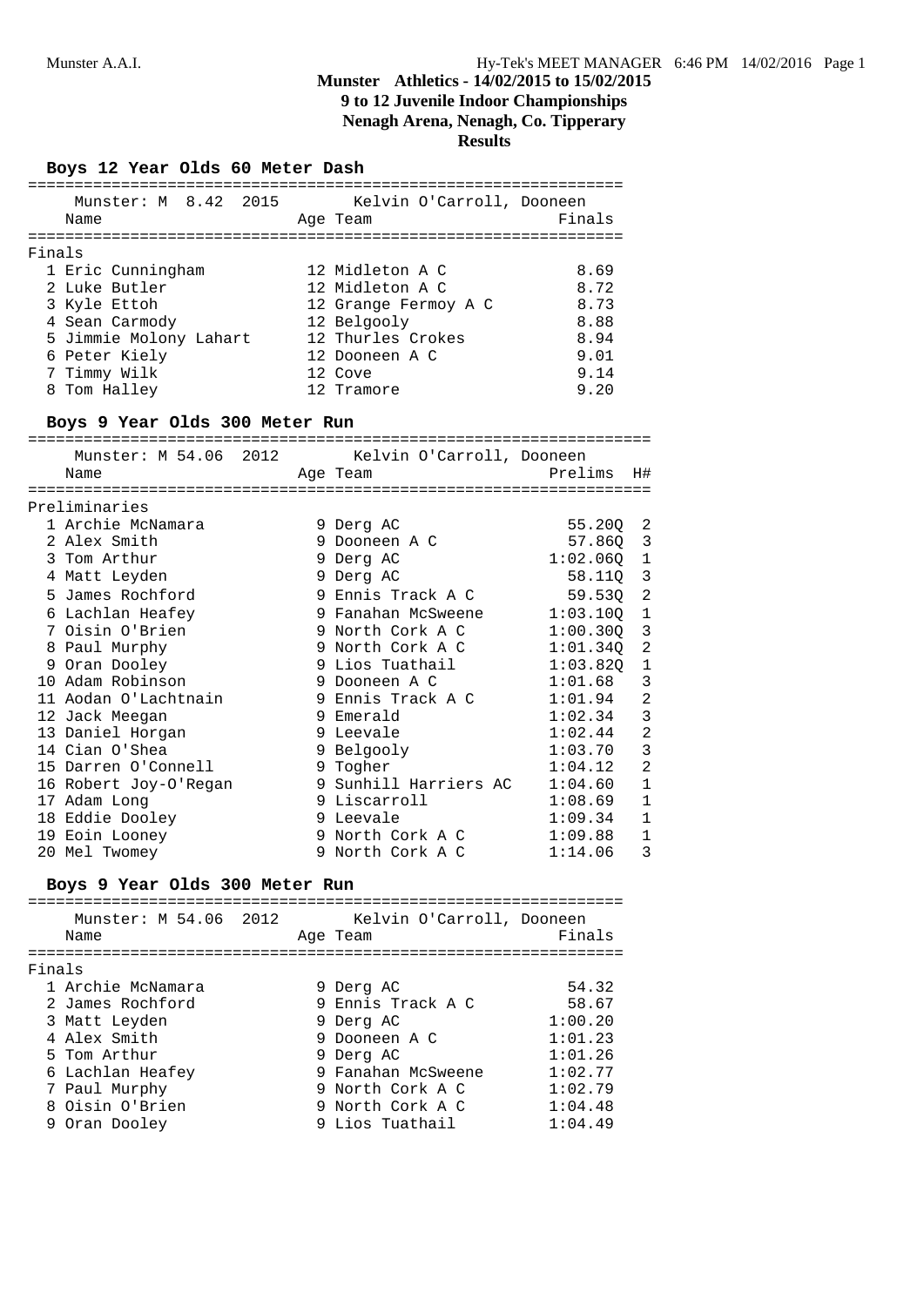# Munster Athletics - 14/02/2015 to 15/02/2015
## 9 to 12 Juvenile Indoor Championships
## Nenagh Arena, Nenagh, Co. Tipperary
## Results

### Boys 12 Year Olds 60 Meter Dash

Munster: M 8.42 2015 Kelvin O'Carroll, Dooneen

**Finals**

| Place | Name | Age | Team | Finals |
|---|---|---|---|---|
| 1 | Eric Cunningham | 12 | Midleton A C | 8.69 |
| 2 | Luke Butler | 12 | Midleton A C | 8.72 |
| 3 | Kyle Ettoh | 12 | Grange Fermoy A C | 8.73 |
| 4 | Sean Carmody | 12 | Belgooly | 8.88 |
| 5 | Jimmie Molony Lahart | 12 | Thurles Crokes | 8.94 |
| 6 | Peter Kiely | 12 | Dooneen A C | 9.01 |
| 7 | Timmy Wilk | 12 | Cove | 9.14 |
| 8 | Tom Halley | 12 | Tramore | 9.20 |

### Boys 9 Year Olds 300 Meter Run

Munster: M 54.06 2012 Kelvin O'Carroll, Dooneen

**Preliminaries**

| Place | Name | Age | Team | Prelims | H# |
|---|---|---|---|---|---|
| 1 | Archie McNamara | 9 | Derg AC | 55.20Q | 2 |
| 2 | Alex Smith | 9 | Dooneen A C | 57.86Q | 3 |
| 3 | Tom Arthur | 9 | Derg AC | 1:02.06Q | 1 |
| 4 | Matt Leyden | 9 | Derg AC | 58.11Q | 3 |
| 5 | James Rochford | 9 | Ennis Track A C | 59.53Q | 2 |
| 6 | Lachlan Heafey | 9 | Fanahan McSweene | 1:03.10Q | 1 |
| 7 | Oisin O'Brien | 9 | North Cork A C | 1:00.30Q | 3 |
| 8 | Paul Murphy | 9 | North Cork A C | 1:01.34Q | 2 |
| 9 | Oran Dooley | 9 | Lios Tuathail | 1:03.82Q | 1 |
| 10 | Adam Robinson | 9 | Dooneen A C | 1:01.68 | 3 |
| 11 | Aodan O'Lachtnain | 9 | Ennis Track A C | 1:01.94 | 2 |
| 12 | Jack Meegan | 9 | Emerald | 1:02.34 | 3 |
| 13 | Daniel Horgan | 9 | Leevale | 1:02.44 | 2 |
| 14 | Cian O'Shea | 9 | Belgooly | 1:03.70 | 3 |
| 15 | Darren O'Connell | 9 | Togher | 1:04.12 | 2 |
| 16 | Robert Joy-O'Regan | 9 | Sunhill Harriers AC | 1:04.60 | 1 |
| 17 | Adam Long | 9 | Liscarroll | 1:08.69 | 1 |
| 18 | Eddie Dooley | 9 | Leevale | 1:09.34 | 1 |
| 19 | Eoin Looney | 9 | North Cork A C | 1:09.88 | 1 |
| 20 | Mel Twomey | 9 | North Cork A C | 1:14.06 | 3 |

### Boys 9 Year Olds 300 Meter Run

Munster: M 54.06 2012 Kelvin O'Carroll, Dooneen

**Finals**

| Place | Name | Age | Team | Finals |
|---|---|---|---|---|
| 1 | Archie McNamara | 9 | Derg AC | 54.32 |
| 2 | James Rochford | 9 | Ennis Track A C | 58.67 |
| 3 | Matt Leyden | 9 | Derg AC | 1:00.20 |
| 4 | Alex Smith | 9 | Dooneen A C | 1:01.23 |
| 5 | Tom Arthur | 9 | Derg AC | 1:01.26 |
| 6 | Lachlan Heafey | 9 | Fanahan McSweene | 1:02.77 |
| 7 | Paul Murphy | 9 | North Cork A C | 1:02.79 |
| 8 | Oisin O'Brien | 9 | North Cork A C | 1:04.48 |
| 9 | Oran Dooley | 9 | Lios Tuathail | 1:04.49 |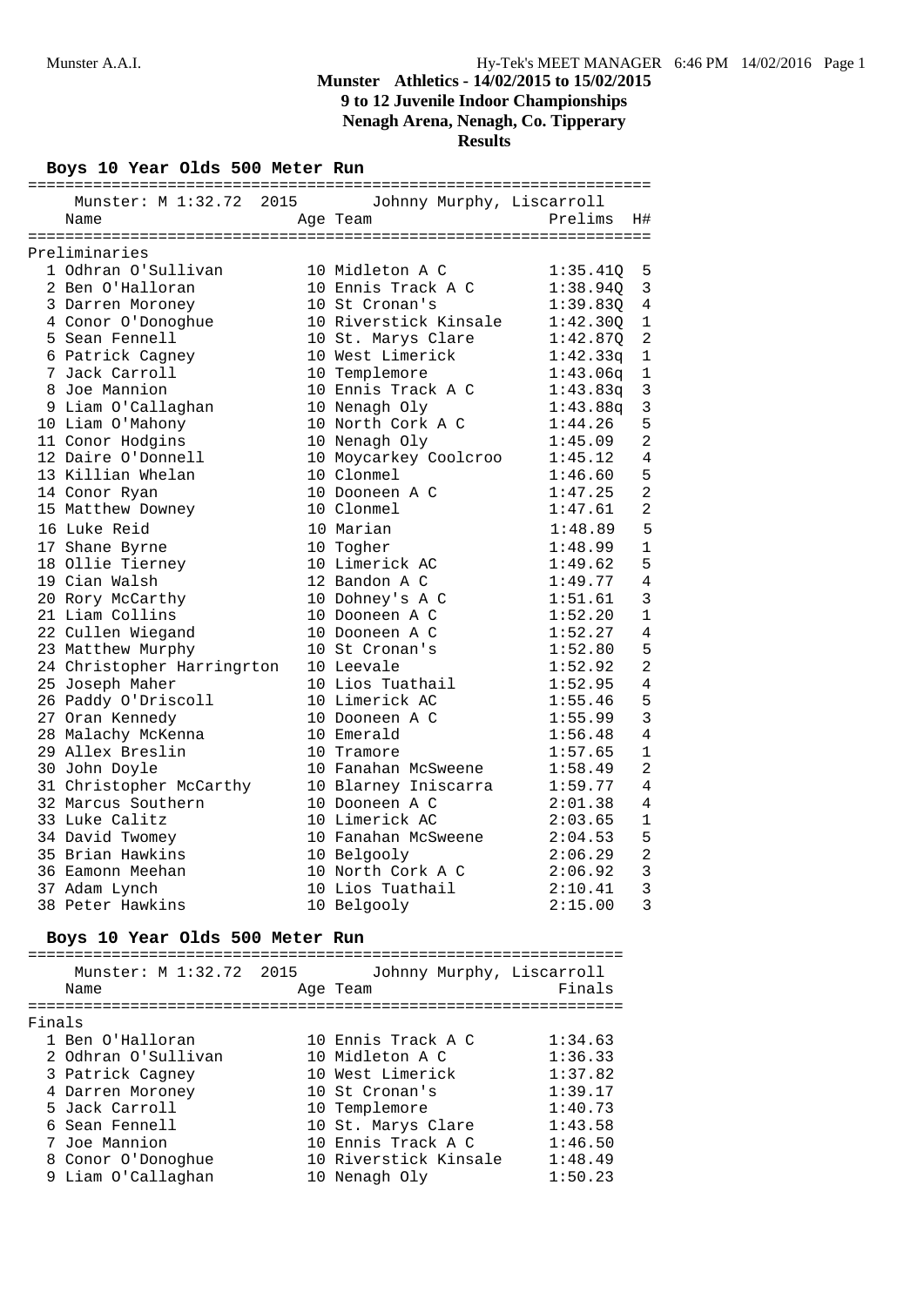Munster A.A.I.

# Munster Athletics - 14/02/2015 to 15/02/2015
## 9 to 12 Juvenile Indoor Championships
## Nenagh Arena, Nenagh, Co. Tipperary
## Results

### Boys 10 Year Olds 500 Meter Run

Munster: M 1:32.72 2015 Johnny Murphy, Liscarroll

**Preliminaries**

| Place | Name | Age | Team | Prelims | H# |
|---|---|---|---|---|---|
| 1 | Odhran O'Sullivan | 10 | Midleton A C | 1:35.41Q | 5 |
| 2 | Ben O'Halloran | 10 | Ennis Track A C | 1:38.94Q | 3 |
| 3 | Darren Moroney | 10 | St Cronan's | 1:39.83Q | 4 |
| 4 | Conor O'Donoghue | 10 | Riverstick Kinsale | 1:42.30Q | 1 |
| 5 | Sean Fennell | 10 | St. Marys Clare | 1:42.87Q | 2 |
| 6 | Patrick Cagney | 10 | West Limerick | 1:42.33q | 1 |
| 7 | Jack Carroll | 10 | Templemore | 1:43.06q | 1 |
| 8 | Joe Mannion | 10 | Ennis Track A C | 1:43.83q | 3 |
| 9 | Liam O'Callaghan | 10 | Nenagh Oly | 1:43.88q | 3 |
| 10 | Liam O'Mahony | 10 | North Cork A C | 1:44.26 | 5 |
| 11 | Conor Hodgins | 10 | Nenagh Oly | 1:45.09 | 2 |
| 12 | Daire O'Donnell | 10 | Moycarkey Coolcroo | 1:45.12 | 4 |
| 13 | Killian Whelan | 10 | Clonmel | 1:46.60 | 5 |
| 14 | Conor Ryan | 10 | Dooneen A C | 1:47.25 | 2 |
| 15 | Matthew Downey | 10 | Clonmel | 1:47.61 | 2 |
| 16 | Luke Reid | 10 | Marian | 1:48.89 | 5 |
| 17 | Shane Byrne | 10 | Togher | 1:48.99 | 1 |
| 18 | Ollie Tierney | 10 | Limerick AC | 1:49.62 | 5 |
| 19 | Cian Walsh | 12 | Bandon A C | 1:49.77 | 4 |
| 20 | Rory McCarthy | 10 | Dohney's A C | 1:51.61 | 3 |
| 21 | Liam Collins | 10 | Dooneen A C | 1:52.20 | 1 |
| 22 | Cullen Wiegand | 10 | Dooneen A C | 1:52.27 | 4 |
| 23 | Matthew Murphy | 10 | St Cronan's | 1:52.80 | 5 |
| 24 | Christopher Harringrton | 10 | Leevale | 1:52.92 | 2 |
| 25 | Joseph Maher | 10 | Lios Tuathail | 1:52.95 | 4 |
| 26 | Paddy O'Driscoll | 10 | Limerick AC | 1:55.46 | 5 |
| 27 | Oran Kennedy | 10 | Dooneen A C | 1:55.99 | 3 |
| 28 | Malachy McKenna | 10 | Emerald | 1:56.48 | 4 |
| 29 | Allex Breslin | 10 | Tramore | 1:57.65 | 1 |
| 30 | John Doyle | 10 | Fanahan McSweene | 1:58.49 | 2 |
| 31 | Christopher McCarthy | 10 | Blarney Iniscarra | 1:59.77 | 4 |
| 32 | Marcus Southern | 10 | Dooneen A C | 2:01.38 | 4 |
| 33 | Luke Calitz | 10 | Limerick AC | 2:03.65 | 1 |
| 34 | David Twomey | 10 | Fanahan McSweene | 2:04.53 | 5 |
| 35 | Brian Hawkins | 10 | Belgooly | 2:06.29 | 2 |
| 36 | Eamonn Meehan | 10 | North Cork A C | 2:06.92 | 3 |
| 37 | Adam Lynch | 10 | Lios Tuathail | 2:10.41 | 3 |
| 38 | Peter Hawkins | 10 | Belgooly | 2:15.00 | 3 |

### Boys 10 Year Olds 500 Meter Run

Munster: M 1:32.72 2015 Johnny Murphy, Liscarroll

**Finals**

| Place | Name | Age | Team | Finals |
|---|---|---|---|---|
| 1 | Ben O'Halloran | 10 | Ennis Track A C | 1:34.63 |
| 2 | Odhran O'Sullivan | 10 | Midleton A C | 1:36.33 |
| 3 | Patrick Cagney | 10 | West Limerick | 1:37.82 |
| 4 | Darren Moroney | 10 | St Cronan's | 1:39.17 |
| 5 | Jack Carroll | 10 | Templemore | 1:40.73 |
| 6 | Sean Fennell | 10 | St. Marys Clare | 1:43.58 |
| 7 | Joe Mannion | 10 | Ennis Track A C | 1:46.50 |
| 8 | Conor O'Donoghue | 10 | Riverstick Kinsale | 1:48.49 |
| 9 | Liam O'Callaghan | 10 | Nenagh Oly | 1:50.23 |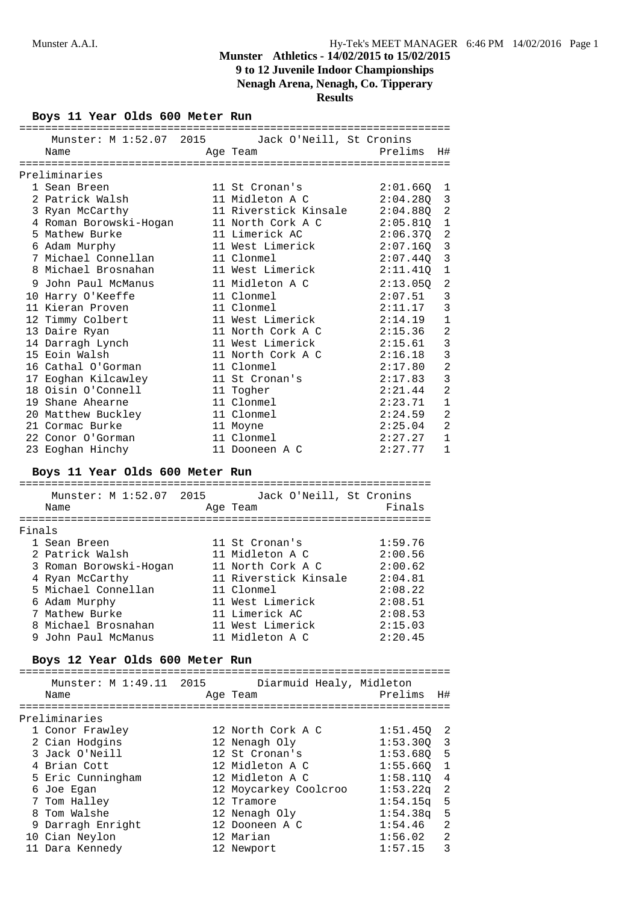# Munster Athletics - 14/02/2015 to 15/02/2015
## 9 to 12 Juvenile Indoor Championships
## Nenagh Arena, Nenagh, Co. Tipperary
## Results

### Boys 11 Year Olds 600 Meter Run

Munster: M 1:52.07 2015 Jack O'Neill, St Cronins

**Preliminaries**

| Place | Name | Age | Team | Prelims | H# |
|---|---|---|---|---|---|
| 1 | Sean Breen | 11 | St Cronan's | 2:01.66Q | 1 |
| 2 | Patrick Walsh | 11 | Midleton A C | 2:04.28Q | 3 |
| 3 | Ryan McCarthy | 11 | Riverstick Kinsale | 2:04.88Q | 2 |
| 4 | Roman Borowski-Hogan | 11 | North Cork A C | 2:05.81Q | 1 |
| 5 | Mathew Burke | 11 | Limerick AC | 2:06.37Q | 2 |
| 6 | Adam Murphy | 11 | West Limerick | 2:07.16Q | 3 |
| 7 | Michael Connellan | 11 | Clonmel | 2:07.44Q | 3 |
| 8 | Michael Brosnahan | 11 | West Limerick | 2:11.41Q | 1 |
| 9 | John Paul McManus | 11 | Midleton A C | 2:13.05Q | 2 |
| 10 | Harry O'Keeffe | 11 | Clonmel | 2:07.51 | 3 |
| 11 | Kieran Proven | 11 | Clonmel | 2:11.17 | 3 |
| 12 | Timmy Colbert | 11 | West Limerick | 2:14.19 | 1 |
| 13 | Daire Ryan | 11 | North Cork A C | 2:15.36 | 2 |
| 14 | Darragh Lynch | 11 | West Limerick | 2:15.61 | 3 |
| 15 | Eoin Walsh | 11 | North Cork A C | 2:16.18 | 3 |
| 16 | Cathal O'Gorman | 11 | Clonmel | 2:17.80 | 2 |
| 17 | Eoghan Kilcawley | 11 | St Cronan's | 2:17.83 | 3 |
| 18 | Oisin O'Connell | 11 | Togher | 2:21.44 | 2 |
| 19 | Shane Ahearne | 11 | Clonmel | 2:23.71 | 1 |
| 20 | Matthew Buckley | 11 | Clonmel | 2:24.59 | 2 |
| 21 | Cormac Burke | 11 | Moyne | 2:25.04 | 2 |
| 22 | Conor O'Gorman | 11 | Clonmel | 2:27.27 | 1 |
| 23 | Eoghan Hinchy | 11 | Dooneen A C | 2:27.77 | 1 |

### Boys 11 Year Olds 600 Meter Run

Munster: M 1:52.07 2015 Jack O'Neill, St Cronins

**Finals**

| Place | Name | Age | Team | Finals |
|---|---|---|---|---|
| 1 | Sean Breen | 11 | St Cronan's | 1:59.76 |
| 2 | Patrick Walsh | 11 | Midleton A C | 2:00.56 |
| 3 | Roman Borowski-Hogan | 11 | North Cork A C | 2:00.62 |
| 4 | Ryan McCarthy | 11 | Riverstick Kinsale | 2:04.81 |
| 5 | Michael Connellan | 11 | Clonmel | 2:08.22 |
| 6 | Adam Murphy | 11 | West Limerick | 2:08.51 |
| 7 | Mathew Burke | 11 | Limerick AC | 2:08.53 |
| 8 | Michael Brosnahan | 11 | West Limerick | 2:15.03 |
| 9 | John Paul McManus | 11 | Midleton A C | 2:20.45 |

### Boys 12 Year Olds 600 Meter Run

Munster: M 1:49.11 2015 Diarmuid Healy, Midleton

**Preliminaries**

| Place | Name | Age | Team | Prelims | H# |
|---|---|---|---|---|---|
| 1 | Conor Frawley | 12 | North Cork A C | 1:51.45Q | 2 |
| 2 | Cian Hodgins | 12 | Nenagh Oly | 1:53.30Q | 3 |
| 3 | Jack O'Neill | 12 | St Cronan's | 1:53.68Q | 5 |
| 4 | Brian Cott | 12 | Midleton A C | 1:55.66Q | 1 |
| 5 | Eric Cunningham | 12 | Midleton A C | 1:58.11Q | 4 |
| 6 | Joe Egan | 12 | Moycarkey Coolcroo | 1:53.22q | 2 |
| 7 | Tom Halley | 12 | Tramore | 1:54.15q | 5 |
| 8 | Tom Walshe | 12 | Nenagh Oly | 1:54.38q | 5 |
| 9 | Darragh Enright | 12 | Dooneen A C | 1:54.46 | 2 |
| 10 | Cian Neylon | 12 | Marian | 1:56.02 | 2 |
| 11 | Dara Kennedy | 12 | Newport | 1:57.15 | 3 |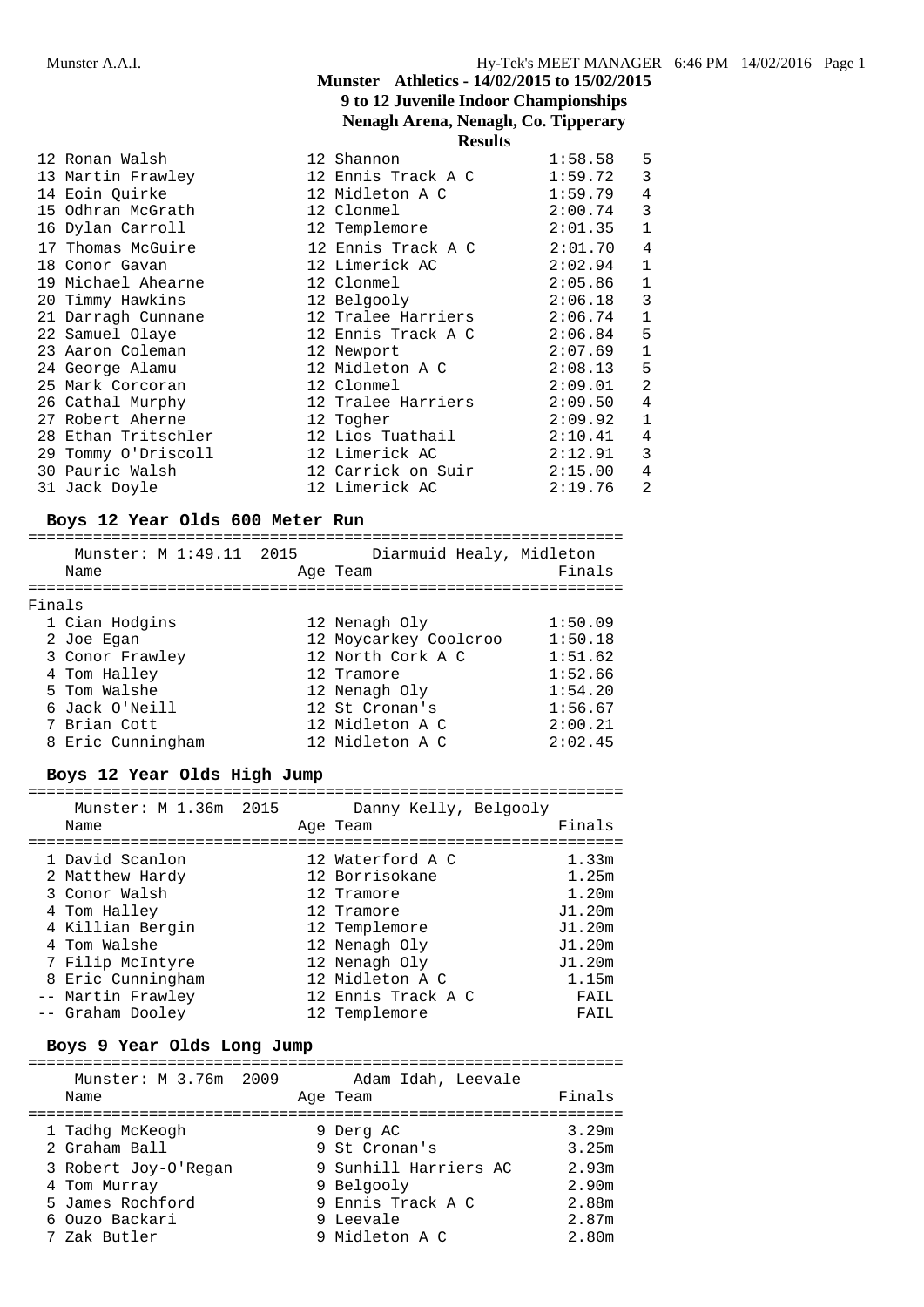## Munster Athletics - 14/02/2015 to 15/02/2015
## 9 to 12 Juvenile Indoor Championships
## Nenagh Arena, Nenagh, Co. Tipperary
## Results

| Place | Name | Age | Team | Finals | H# |
|---|---|---|---|---|---|
| 12 | Ronan Walsh | 12 | Shannon | 1:58.58 | 5 |
| 13 | Martin Frawley | 12 | Ennis Track A C | 1:59.72 | 3 |
| 14 | Eoin Quirke | 12 | Midleton A C | 1:59.79 | 4 |
| 15 | Odhran McGrath | 12 | Clonmel | 2:00.74 | 3 |
| 16 | Dylan Carroll | 12 | Templemore | 2:01.35 | 1 |
| 17 | Thomas McGuire | 12 | Ennis Track A C | 2:01.70 | 4 |
| 18 | Conor Gavan | 12 | Limerick AC | 2:02.94 | 1 |
| 19 | Michael Ahearne | 12 | Clonmel | 2:05.86 | 1 |
| 20 | Timmy Hawkins | 12 | Belgooly | 2:06.18 | 3 |
| 21 | Darragh Cunnane | 12 | Tralee Harriers | 2:06.74 | 1 |
| 22 | Samuel Olaye | 12 | Ennis Track A C | 2:06.84 | 5 |
| 23 | Aaron Coleman | 12 | Newport | 2:07.69 | 1 |
| 24 | George Alamu | 12 | Midleton A C | 2:08.13 | 5 |
| 25 | Mark Corcoran | 12 | Clonmel | 2:09.01 | 2 |
| 26 | Cathal Murphy | 12 | Tralee Harriers | 2:09.50 | 4 |
| 27 | Robert Aherne | 12 | Togher | 2:09.92 | 1 |
| 28 | Ethan Tritschler | 12 | Lios Tuathail | 2:10.41 | 4 |
| 29 | Tommy O'Driscoll | 12 | Limerick AC | 2:12.91 | 3 |
| 30 | Pauric Walsh | 12 | Carrick on Suir | 2:15.00 | 4 |
| 31 | Jack Doyle | 12 | Limerick AC | 2:19.76 | 2 |

### Boys 12 Year Olds 600 Meter Run

Munster: M 1:49.11 2015 Diarmuid Healy, Midleton

**Finals**

| Place | Name | Age | Team | Finals |
|---|---|---|---|---|
| 1 | Cian Hodgins | 12 | Nenagh Oly | 1:50.09 |
| 2 | Joe Egan | 12 | Moycarkey Coolcroo | 1:50.18 |
| 3 | Conor Frawley | 12 | North Cork A C | 1:51.62 |
| 4 | Tom Halley | 12 | Tramore | 1:52.66 |
| 5 | Tom Walshe | 12 | Nenagh Oly | 1:54.20 |
| 6 | Jack O'Neill | 12 | St Cronan's | 1:56.67 |
| 7 | Brian Cott | 12 | Midleton A C | 2:00.21 |
| 8 | Eric Cunningham | 12 | Midleton A C | 2:02.45 |

### Boys 12 Year Olds High Jump

Munster: M 1.36m 2015 Danny Kelly, Belgooly

| Place | Name | Age | Team | Finals |
|---|---|---|---|---|
| 1 | David Scanlon | 12 | Waterford A C | 1.33m |
| 2 | Matthew Hardy | 12 | Borrisokane | 1.25m |
| 3 | Conor Walsh | 12 | Tramore | 1.20m |
| 4 | Tom Halley | 12 | Tramore | J1.20m |
| 4 | Killian Bergin | 12 | Templemore | J1.20m |
| 4 | Tom Walshe | 12 | Nenagh Oly | J1.20m |
| 7 | Filip McIntyre | 12 | Nenagh Oly | J1.20m |
| 8 | Eric Cunningham | 12 | Midleton A C | 1.15m |
| -- | Martin Frawley | 12 | Ennis Track A C | FAIL |
| -- | Graham Dooley | 12 | Templemore | FAIL |

### Boys 9 Year Olds Long Jump

Munster: M 3.76m 2009 Adam Idah, Leevale

| Place | Name | Age | Team | Finals |
|---|---|---|---|---|
| 1 | Tadhg McKeogh | 9 | Derg AC | 3.29m |
| 2 | Graham Ball | 9 | St Cronan's | 3.25m |
| 3 | Robert Joy-O'Regan | 9 | Sunhill Harriers AC | 2.93m |
| 4 | Tom Murray | 9 | Belgooly | 2.90m |
| 5 | James Rochford | 9 | Ennis Track A C | 2.88m |
| 6 | Ouzo Backari | 9 | Leevale | 2.87m |
| 7 | Zak Butler | 9 | Midleton A C | 2.80m |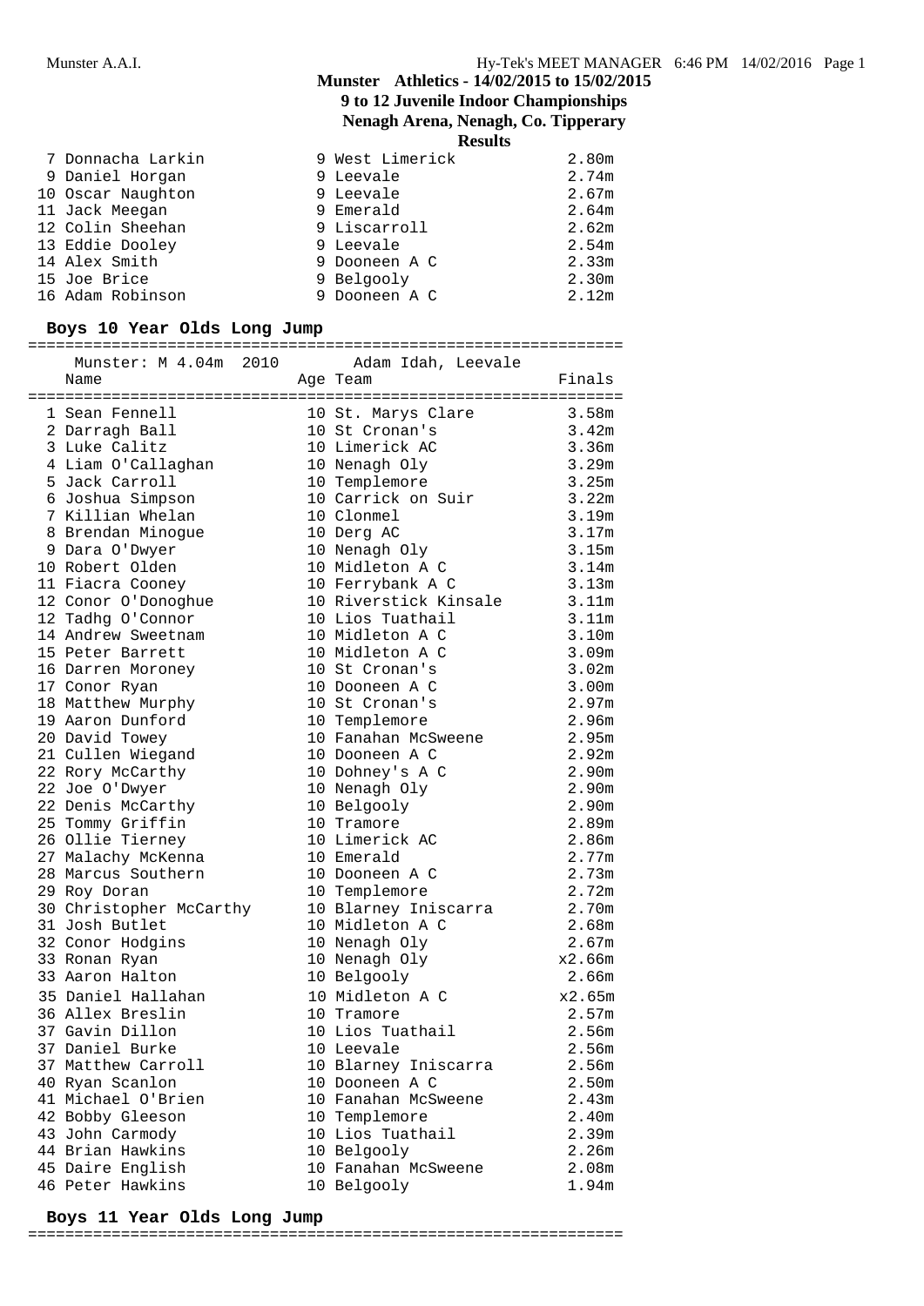# Munster Athletics - 14/02/2015 to 15/02/2015
## 9 to 12 Juvenile Indoor Championships
## Nenagh Arena, Nenagh, Co. Tipperary
### Results

| Place | Name | Age | Team | Finals |
|---|---|---|---|---|
| 7 | Donnacha Larkin | 9 | West Limerick | 2.80m |
| 9 | Daniel Horgan | 9 | Leevale | 2.74m |
| 10 | Oscar Naughton | 9 | Leevale | 2.67m |
| 11 | Jack Meegan | 9 | Emerald | 2.64m |
| 12 | Colin Sheehan | 9 | Liscarroll | 2.62m |
| 13 | Eddie Dooley | 9 | Leevale | 2.54m |
| 14 | Alex Smith | 9 | Dooneen A C | 2.33m |
| 15 | Joe Brice | 9 | Belgooly | 2.30m |
| 16 | Adam Robinson | 9 | Dooneen A C | 2.12m |

### Boys 10 Year Olds Long Jump

Munster: M 4.04m 2010 Adam Idah, Leevale

| Place | Name | Age | Team | Finals |
|---|---|---|---|---|
| 1 | Sean Fennell | 10 | St. Marys Clare | 3.58m |
| 2 | Darragh Ball | 10 | St Cronan's | 3.42m |
| 3 | Luke Calitz | 10 | Limerick AC | 3.36m |
| 4 | Liam O'Callaghan | 10 | Nenagh Oly | 3.29m |
| 5 | Jack Carroll | 10 | Templemore | 3.25m |
| 6 | Joshua Simpson | 10 | Carrick on Suir | 3.22m |
| 7 | Killian Whelan | 10 | Clonmel | 3.19m |
| 8 | Brendan Minogue | 10 | Derg AC | 3.17m |
| 9 | Dara O'Dwyer | 10 | Nenagh Oly | 3.15m |
| 10 | Robert Olden | 10 | Midleton A C | 3.14m |
| 11 | Fiacra Cooney | 10 | Ferrybank A C | 3.13m |
| 12 | Conor O'Donoghue | 10 | Riverstick Kinsale | 3.11m |
| 12 | Tadhg O'Connor | 10 | Lios Tuathail | 3.11m |
| 14 | Andrew Sweetnam | 10 | Midleton A C | 3.10m |
| 15 | Peter Barrett | 10 | Midleton A C | 3.09m |
| 16 | Darren Moroney | 10 | St Cronan's | 3.02m |
| 17 | Conor Ryan | 10 | Dooneen A C | 3.00m |
| 18 | Matthew Murphy | 10 | St Cronan's | 2.97m |
| 19 | Aaron Dunford | 10 | Templemore | 2.96m |
| 20 | David Towey | 10 | Fanahan McSweene | 2.95m |
| 21 | Cullen Wiegand | 10 | Dooneen A C | 2.92m |
| 22 | Rory McCarthy | 10 | Dohney's A C | 2.90m |
| 22 | Joe O'Dwyer | 10 | Nenagh Oly | 2.90m |
| 22 | Denis McCarthy | 10 | Belgooly | 2.90m |
| 25 | Tommy Griffin | 10 | Tramore | 2.89m |
| 26 | Ollie Tierney | 10 | Limerick AC | 2.86m |
| 27 | Malachy McKenna | 10 | Emerald | 2.77m |
| 28 | Marcus Southern | 10 | Dooneen A C | 2.73m |
| 29 | Roy Doran | 10 | Templemore | 2.72m |
| 30 | Christopher McCarthy | 10 | Blarney Iniscarra | 2.70m |
| 31 | Josh Butlet | 10 | Midleton A C | 2.68m |
| 32 | Conor Hodgins | 10 | Nenagh Oly | 2.67m |
| 33 | Ronan Ryan | 10 | Nenagh Oly | x2.66m |
| 33 | Aaron Halton | 10 | Belgooly | 2.66m |
| 35 | Daniel Hallahan | 10 | Midleton A C | x2.65m |
| 36 | Allex Breslin | 10 | Tramore | 2.57m |
| 37 | Gavin Dillon | 10 | Lios Tuathail | 2.56m |
| 37 | Daniel Burke | 10 | Leevale | 2.56m |
| 37 | Matthew Carroll | 10 | Blarney Iniscarra | 2.56m |
| 40 | Ryan Scanlon | 10 | Dooneen A C | 2.50m |
| 41 | Michael O'Brien | 10 | Fanahan McSweene | 2.43m |
| 42 | Bobby Gleeson | 10 | Templemore | 2.40m |
| 43 | John Carmody | 10 | Lios Tuathail | 2.39m |
| 44 | Brian Hawkins | 10 | Belgooly | 2.26m |
| 45 | Daire English | 10 | Fanahan McSweene | 2.08m |
| 46 | Peter Hawkins | 10 | Belgooly | 1.94m |

### Boys 11 Year Olds Long Jump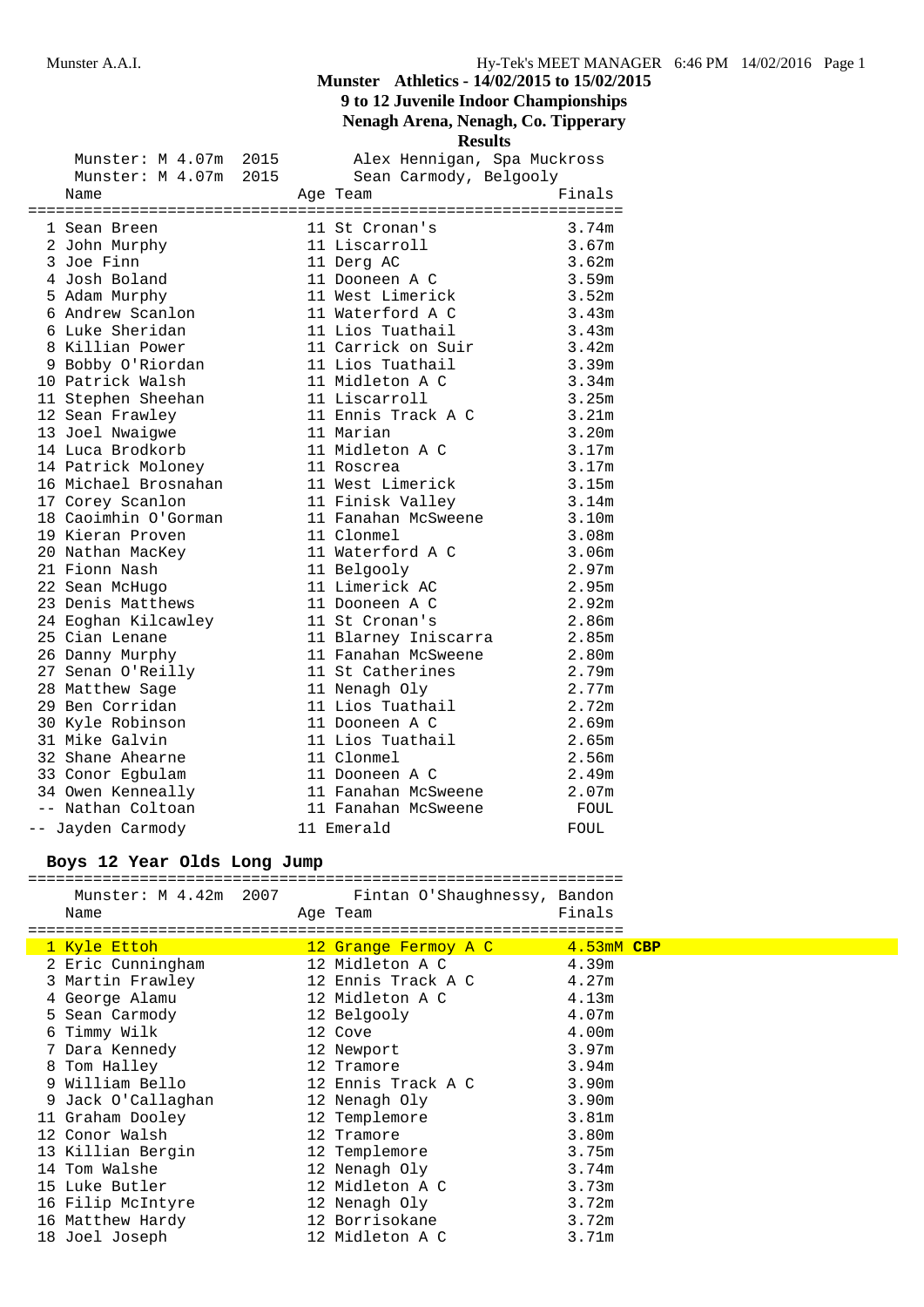## Munster Athletics - 14/02/2015 to 15/02/2015
### 9 to 12 Juvenile Indoor Championships
### Nenagh Arena, Nenagh, Co. Tipperary
### Results

Munster: M 4.07m 2015 Alex Hennigan, Spa Muckross
Munster: M 4.07m 2015 Sean Carmody, Belgooly

| | Name | Age | Team | Finals |
|---|---|---|---|---|
| 1 | Sean Breen | 11 | St Cronan's | 3.74m |
| 2 | John Murphy | 11 | Liscarroll | 3.67m |
| 3 | Joe Finn | 11 | Derg AC | 3.62m |
| 4 | Josh Boland | 11 | Dooneen A C | 3.59m |
| 5 | Adam Murphy | 11 | West Limerick | 3.52m |
| 6 | Andrew Scanlon | 11 | Waterford A C | 3.43m |
| 6 | Luke Sheridan | 11 | Lios Tuathail | 3.43m |
| 8 | Killian Power | 11 | Carrick on Suir | 3.42m |
| 9 | Bobby O'Riordan | 11 | Lios Tuathail | 3.39m |
| 10 | Patrick Walsh | 11 | Midleton A C | 3.34m |
| 11 | Stephen Sheehan | 11 | Liscarroll | 3.25m |
| 12 | Sean Frawley | 11 | Ennis Track A C | 3.21m |
| 13 | Joel Nwaigwe | 11 | Marian | 3.20m |
| 14 | Luca Brodkorb | 11 | Midleton A C | 3.17m |
| 14 | Patrick Moloney | 11 | Roscrea | 3.17m |
| 16 | Michael Brosnahan | 11 | West Limerick | 3.15m |
| 17 | Corey Scanlon | 11 | Finisk Valley | 3.14m |
| 18 | Caoimhin O'Gorman | 11 | Fanahan McSweene | 3.10m |
| 19 | Kieran Proven | 11 | Clonmel | 3.08m |
| 20 | Nathan MacKey | 11 | Waterford A C | 3.06m |
| 21 | Fionn Nash | 11 | Belgooly | 2.97m |
| 22 | Sean McHugo | 11 | Limerick AC | 2.95m |
| 23 | Denis Matthews | 11 | Dooneen A C | 2.92m |
| 24 | Eoghan Kilcawley | 11 | St Cronan's | 2.86m |
| 25 | Cian Lenane | 11 | Blarney Iniscarra | 2.85m |
| 26 | Danny Murphy | 11 | Fanahan McSweene | 2.80m |
| 27 | Senan O'Reilly | 11 | St Catherines | 2.79m |
| 28 | Matthew Sage | 11 | Nenagh Oly | 2.77m |
| 29 | Ben Corridan | 11 | Lios Tuathail | 2.72m |
| 30 | Kyle Robinson | 11 | Dooneen A C | 2.69m |
| 31 | Mike Galvin | 11 | Lios Tuathail | 2.65m |
| 32 | Shane Ahearne | 11 | Clonmel | 2.56m |
| 33 | Conor Egbulam | 11 | Dooneen A C | 2.49m |
| 34 | Owen Kenneally | 11 | Fanahan McSweene | 2.07m |
| -- | Nathan Coltoan | 11 | Fanahan McSweene | FOUL |
| -- | Jayden Carmody | 11 | Emerald | FOUL |

### Boys 12 Year Olds Long Jump

Munster: M 4.42m 2007 Fintan O'Shaughnessy, Bandon

| | Name | Age | Team | Finals |
|---|---|---|---|---|
| 1 | Kyle Ettoh | 12 | Grange Fermoy A C | 4.53mM **CBP** |
| 2 | Eric Cunningham | 12 | Midleton A C | 4.39m |
| 3 | Martin Frawley | 12 | Ennis Track A C | 4.27m |
| 4 | George Alamu | 12 | Midleton A C | 4.13m |
| 5 | Sean Carmody | 12 | Belgooly | 4.07m |
| 6 | Timmy Wilk | 12 | Cove | 4.00m |
| 7 | Dara Kennedy | 12 | Newport | 3.97m |
| 8 | Tom Halley | 12 | Tramore | 3.94m |
| 9 | William Bello | 12 | Ennis Track A C | 3.90m |
| 9 | Jack O'Callaghan | 12 | Nenagh Oly | 3.90m |
| 11 | Graham Dooley | 12 | Templemore | 3.81m |
| 12 | Conor Walsh | 12 | Tramore | 3.80m |
| 13 | Killian Bergin | 12 | Templemore | 3.75m |
| 14 | Tom Walshe | 12 | Nenagh Oly | 3.74m |
| 15 | Luke Butler | 12 | Midleton A C | 3.73m |
| 16 | Filip McIntyre | 12 | Nenagh Oly | 3.72m |
| 16 | Matthew Hardy | 12 | Borrisokane | 3.72m |
| 18 | Joel Joseph | 12 | Midleton A C | 3.71m |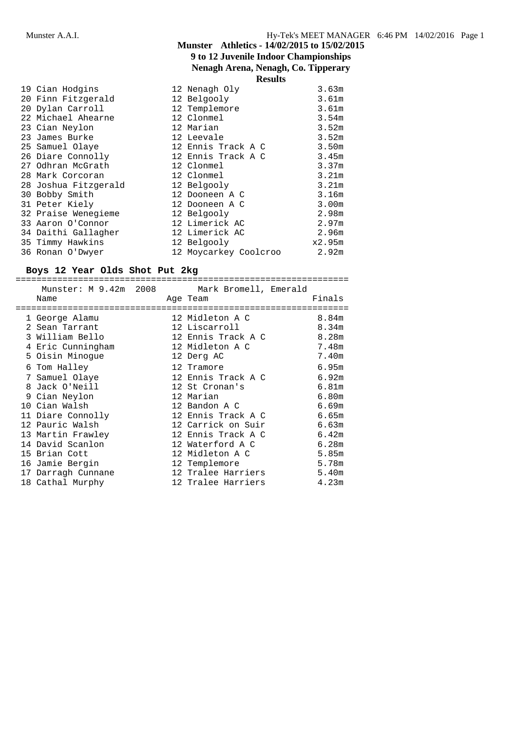# Munster Athletics - 14/02/2015 to 15/02/2015
## 9 to 12 Juvenile Indoor Championships
## Nenagh Arena, Nenagh, Co. Tipperary
### Results

| | | | | |
|---|---|---|---|---|
| 19 | Cian Hodgins | 12 | Nenagh Oly | 3.63m |
| 20 | Finn Fitzgerald | 12 | Belgooly | 3.61m |
| 20 | Dylan Carroll | 12 | Templemore | 3.61m |
| 22 | Michael Ahearne | 12 | Clonmel | 3.54m |
| 23 | Cian Neylon | 12 | Marian | 3.52m |
| 23 | James Burke | 12 | Leevale | 3.52m |
| 25 | Samuel Olaye | 12 | Ennis Track A C | 3.50m |
| 26 | Diare Connolly | 12 | Ennis Track A C | 3.45m |
| 27 | Odhran McGrath | 12 | Clonmel | 3.37m |
| 28 | Mark Corcoran | 12 | Clonmel | 3.21m |
| 28 | Joshua Fitzgerald | 12 | Belgooly | 3.21m |
| 30 | Bobby Smith | 12 | Dooneen A C | 3.16m |
| 31 | Peter Kiely | 12 | Dooneen A C | 3.00m |
| 32 | Praise Wenegieme | 12 | Belgooly | 2.98m |
| 33 | Aaron O'Connor | 12 | Limerick AC | 2.97m |
| 34 | Daithi Gallagher | 12 | Limerick AC | 2.96m |
| 35 | Timmy Hawkins | 12 | Belgooly | x2.95m |
| 36 | Ronan O'Dwyer | 12 | Moycarkey Coolcroo | 2.92m |

### Boys 12 Year Olds Shot Put 2kg

Munster: M 9.42m 2008 Mark Bromell, Emerald

| | Name | Age | Team | Finals |
|---|---|---|---|---|
| 1 | George Alamu | 12 | Midleton A C | 8.84m |
| 2 | Sean Tarrant | 12 | Liscarroll | 8.34m |
| 3 | William Bello | 12 | Ennis Track A C | 8.28m |
| 4 | Eric Cunningham | 12 | Midleton A C | 7.48m |
| 5 | Oisin Minogue | 12 | Derg AC | 7.40m |
| 6 | Tom Halley | 12 | Tramore | 6.95m |
| 7 | Samuel Olaye | 12 | Ennis Track A C | 6.92m |
| 8 | Jack O'Neill | 12 | St Cronan's | 6.81m |
| 9 | Cian Neylon | 12 | Marian | 6.80m |
| 10 | Cian Walsh | 12 | Bandon A C | 6.69m |
| 11 | Diare Connolly | 12 | Ennis Track A C | 6.65m |
| 12 | Pauric Walsh | 12 | Carrick on Suir | 6.63m |
| 13 | Martin Frawley | 12 | Ennis Track A C | 6.42m |
| 14 | David Scanlon | 12 | Waterford A C | 6.28m |
| 15 | Brian Cott | 12 | Midleton A C | 5.85m |
| 16 | Jamie Bergin | 12 | Templemore | 5.78m |
| 17 | Darragh Cunnane | 12 | Tralee Harriers | 5.40m |
| 18 | Cathal Murphy | 12 | Tralee Harriers | 4.23m |